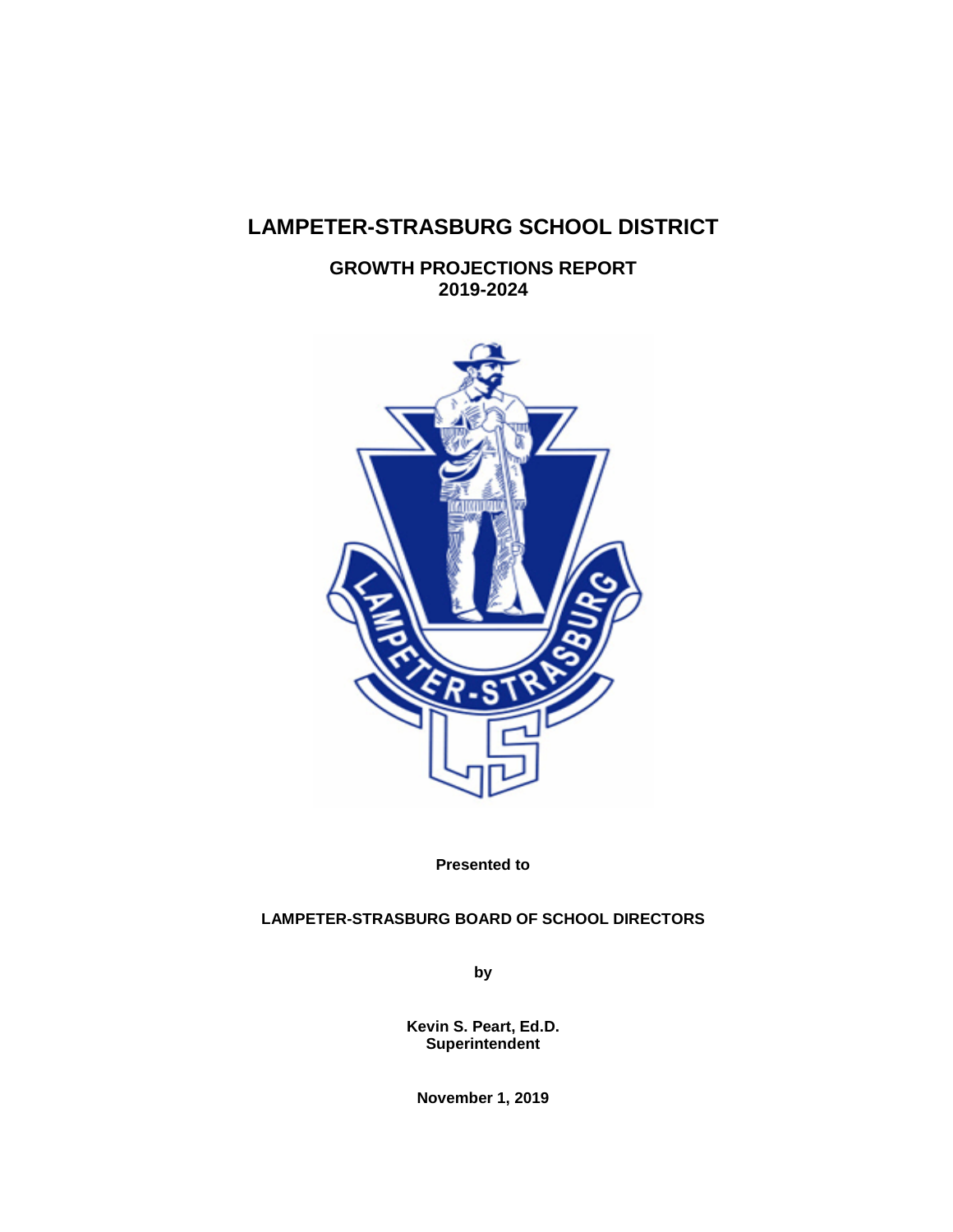# LAMPETER-STRASBURG SCHOOL DISTRICT

## GROWTH PROJECTIONS REPORT
## 2019-2024

**Presented to**

**LAMPETER-STRASBURG BOARD OF SCHOOL DIRECTORS**

**by**

**Kevin S. Peart, Ed.D.**
**Superintendent**

**November 1, 2019**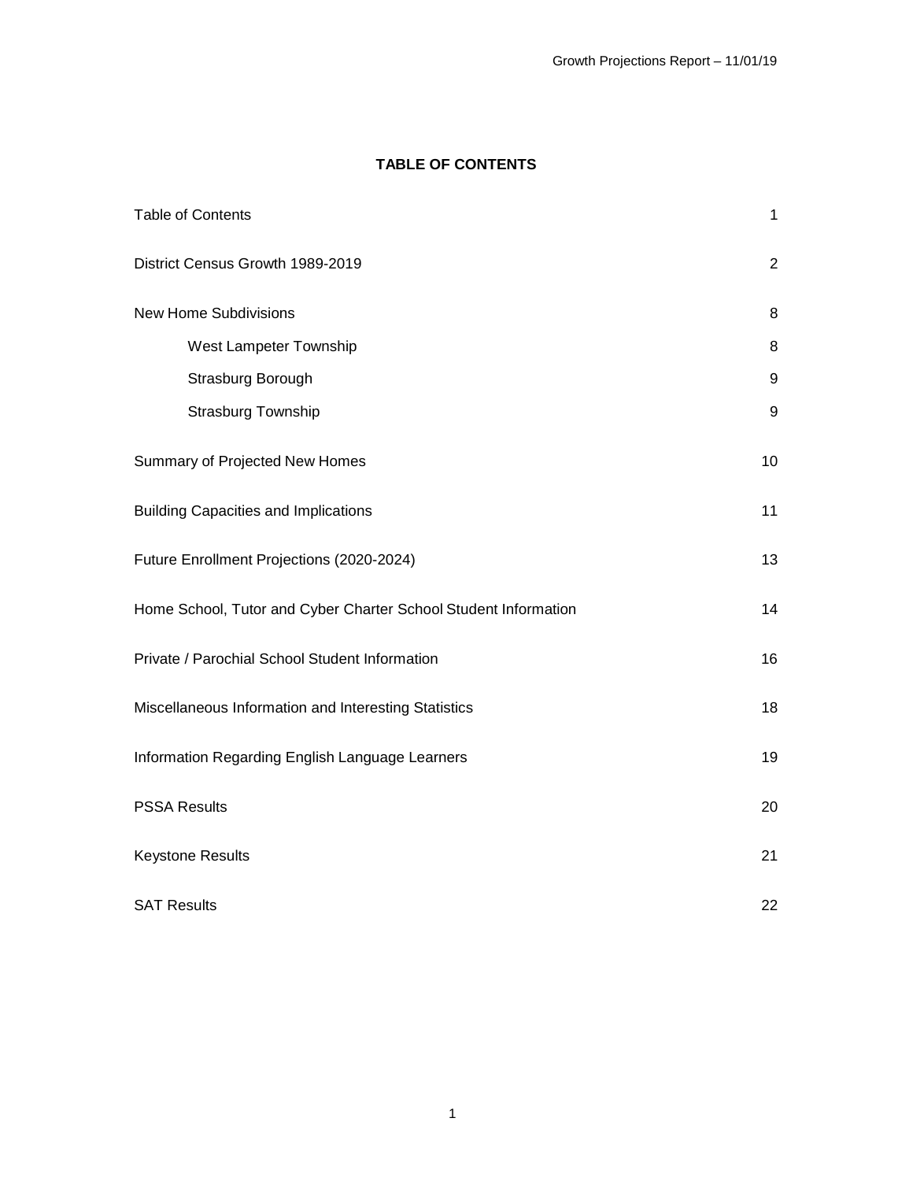# TABLE OF CONTENTS

| | |
|---|---|
| Table of Contents | 1 |
| District Census Growth 1989-2019 | 2 |
| New Home Subdivisions | 8 |
| &nbsp;&nbsp;&nbsp;&nbsp;West Lampeter Township | 8 |
| &nbsp;&nbsp;&nbsp;&nbsp;Strasburg Borough | 9 |
| &nbsp;&nbsp;&nbsp;&nbsp;Strasburg Township | 9 |
| Summary of Projected New Homes | 10 |
| Building Capacities and Implications | 11 |
| Future Enrollment Projections (2020-2024) | 13 |
| Home School, Tutor and Cyber Charter School Student Information | 14 |
| Private / Parochial School Student Information | 16 |
| Miscellaneous Information and Interesting Statistics | 18 |
| Information Regarding English Language Learners | 19 |
| PSSA Results | 20 |
| Keystone Results | 21 |
| SAT Results | 22 |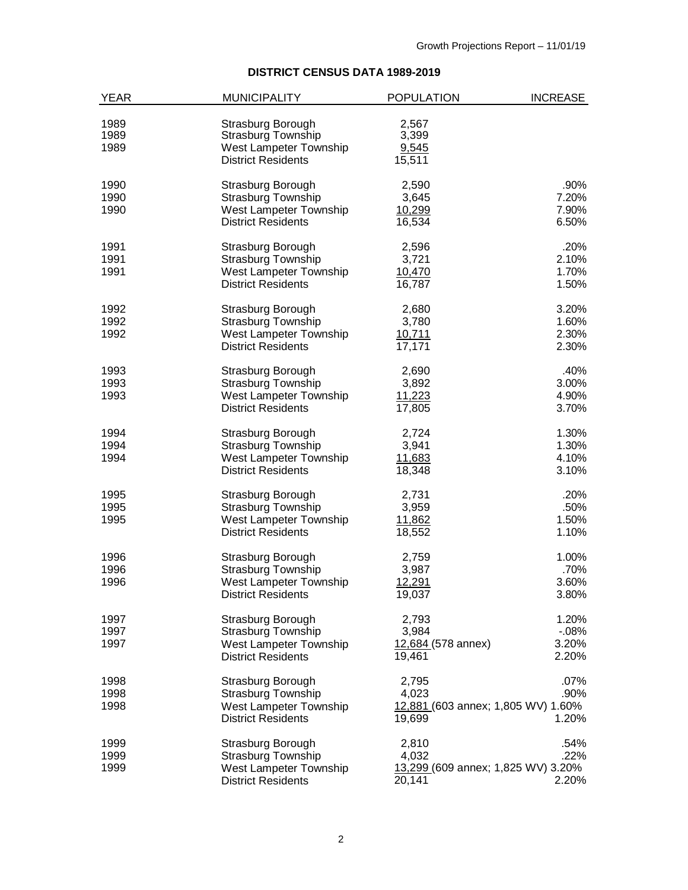## DISTRICT CENSUS DATA 1989-2019

| YEAR | MUNICIPALITY | POPULATION | INCREASE |
|---|---|---|---|
| 1989 | Strasburg Borough | 2,567 | |
| 1989 | Strasburg Township | 3,399 | |
| 1989 | West Lampeter Township | 9,545 | |
| | District Residents | 15,511 | |
| 1990 | Strasburg Borough | 2,590 | .90% |
| 1990 | Strasburg Township | 3,645 | 7.20% |
| 1990 | West Lampeter Township | 10,299 | 7.90% |
| | District Residents | 16,534 | 6.50% |
| 1991 | Strasburg Borough | 2,596 | .20% |
| 1991 | Strasburg Township | 3,721 | 2.10% |
| 1991 | West Lampeter Township | 10,470 | 1.70% |
| | District Residents | 16,787 | 1.50% |
| 1992 | Strasburg Borough | 2,680 | 3.20% |
| 1992 | Strasburg Township | 3,780 | 1.60% |
| 1992 | West Lampeter Township | 10,711 | 2.30% |
| | District Residents | 17,171 | 2.30% |
| 1993 | Strasburg Borough | 2,690 | .40% |
| 1993 | Strasburg Township | 3,892 | 3.00% |
| 1993 | West Lampeter Township | 11,223 | 4.90% |
| | District Residents | 17,805 | 3.70% |
| 1994 | Strasburg Borough | 2,724 | 1.30% |
| 1994 | Strasburg Township | 3,941 | 1.30% |
| 1994 | West Lampeter Township | 11,683 | 4.10% |
| | District Residents | 18,348 | 3.10% |
| 1995 | Strasburg Borough | 2,731 | .20% |
| 1995 | Strasburg Township | 3,959 | .50% |
| 1995 | West Lampeter Township | 11,862 | 1.50% |
| | District Residents | 18,552 | 1.10% |
| 1996 | Strasburg Borough | 2,759 | 1.00% |
| 1996 | Strasburg Township | 3,987 | .70% |
| 1996 | West Lampeter Township | 12,291 | 3.60% |
| | District Residents | 19,037 | 3.80% |
| 1997 | Strasburg Borough | 2,793 | 1.20% |
| 1997 | Strasburg Township | 3,984 | -.08% |
| 1997 | West Lampeter Township | 12,684 (578 annex) | 3.20% |
| | District Residents | 19,461 | 2.20% |
| 1998 | Strasburg Borough | 2,795 | .07% |
| 1998 | Strasburg Township | 4,023 | .90% |
| 1998 | West Lampeter Township | 12,881 (603 annex; 1,805 WV) | 1.60% |
| | District Residents | 19,699 | 1.20% |
| 1999 | Strasburg Borough | 2,810 | .54% |
| 1999 | Strasburg Township | 4,032 | .22% |
| 1999 | West Lampeter Township | 13,299 (609 annex; 1,825 WV) | 3.20% |
| | District Residents | 20,141 | 2.20% |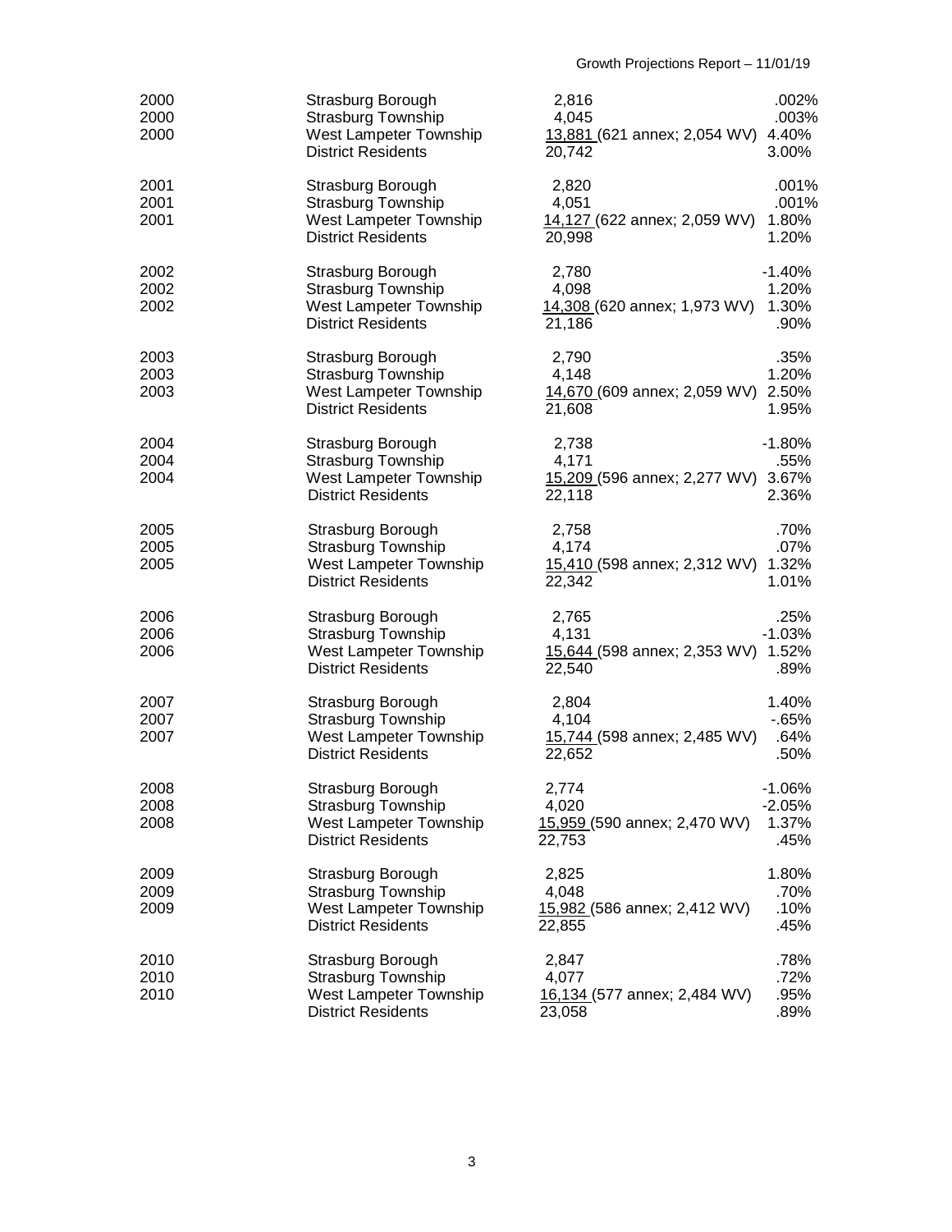| Year | Municipality | Population | Change |
|---|---|---|---|
| 2000 | Strasburg Borough | 2,816 | .002% |
| 2000 | Strasburg Township | 4,045 | .003% |
| 2000 | West Lampeter Township | 13,881 (621 annex; 2,054 WV) | 4.40% |
| | District Residents | 20,742 | 3.00% |
| 2001 | Strasburg Borough | 2,820 | .001% |
| 2001 | Strasburg Township | 4,051 | .001% |
| 2001 | West Lampeter Township | 14,127 (622 annex; 2,059 WV) | 1.80% |
| | District Residents | 20,998 | 1.20% |
| 2002 | Strasburg Borough | 2,780 | -1.40% |
| 2002 | Strasburg Township | 4,098 | 1.20% |
| 2002 | West Lampeter Township | 14,308 (620 annex; 1,973 WV) | 1.30% |
| | District Residents | 21,186 | .90% |
| 2003 | Strasburg Borough | 2,790 | .35% |
| 2003 | Strasburg Township | 4,148 | 1.20% |
| 2003 | West Lampeter Township | 14,670 (609 annex; 2,059 WV) | 2.50% |
| | District Residents | 21,608 | 1.95% |
| 2004 | Strasburg Borough | 2,738 | -1.80% |
| 2004 | Strasburg Township | 4,171 | .55% |
| 2004 | West Lampeter Township | 15,209 (596 annex; 2,277 WV) | 3.67% |
| | District Residents | 22,118 | 2.36% |
| 2005 | Strasburg Borough | 2,758 | .70% |
| 2005 | Strasburg Township | 4,174 | .07% |
| 2005 | West Lampeter Township | 15,410 (598 annex; 2,312 WV) | 1.32% |
| | District Residents | 22,342 | 1.01% |
| 2006 | Strasburg Borough | 2,765 | .25% |
| 2006 | Strasburg Township | 4,131 | -1.03% |
| 2006 | West Lampeter Township | 15,644 (598 annex; 2,353 WV) | 1.52% |
| | District Residents | 22,540 | .89% |
| 2007 | Strasburg Borough | 2,804 | 1.40% |
| 2007 | Strasburg Township | 4,104 | -.65% |
| 2007 | West Lampeter Township | 15,744 (598 annex; 2,485 WV) | .64% |
| | District Residents | 22,652 | .50% |
| 2008 | Strasburg Borough | 2,774 | -1.06% |
| 2008 | Strasburg Township | 4,020 | -2.05% |
| 2008 | West Lampeter Township | 15,959 (590 annex; 2,470 WV) | 1.37% |
| | District Residents | 22,753 | .45% |
| 2009 | Strasburg Borough | 2,825 | 1.80% |
| 2009 | Strasburg Township | 4,048 | .70% |
| 2009 | West Lampeter Township | 15,982 (586 annex; 2,412 WV) | .10% |
| | District Residents | 22,855 | .45% |
| 2010 | Strasburg Borough | 2,847 | .78% |
| 2010 | Strasburg Township | 4,077 | .72% |
| 2010 | West Lampeter Township | 16,134 (577 annex; 2,484 WV) | .95% |
| | District Residents | 23,058 | .89% |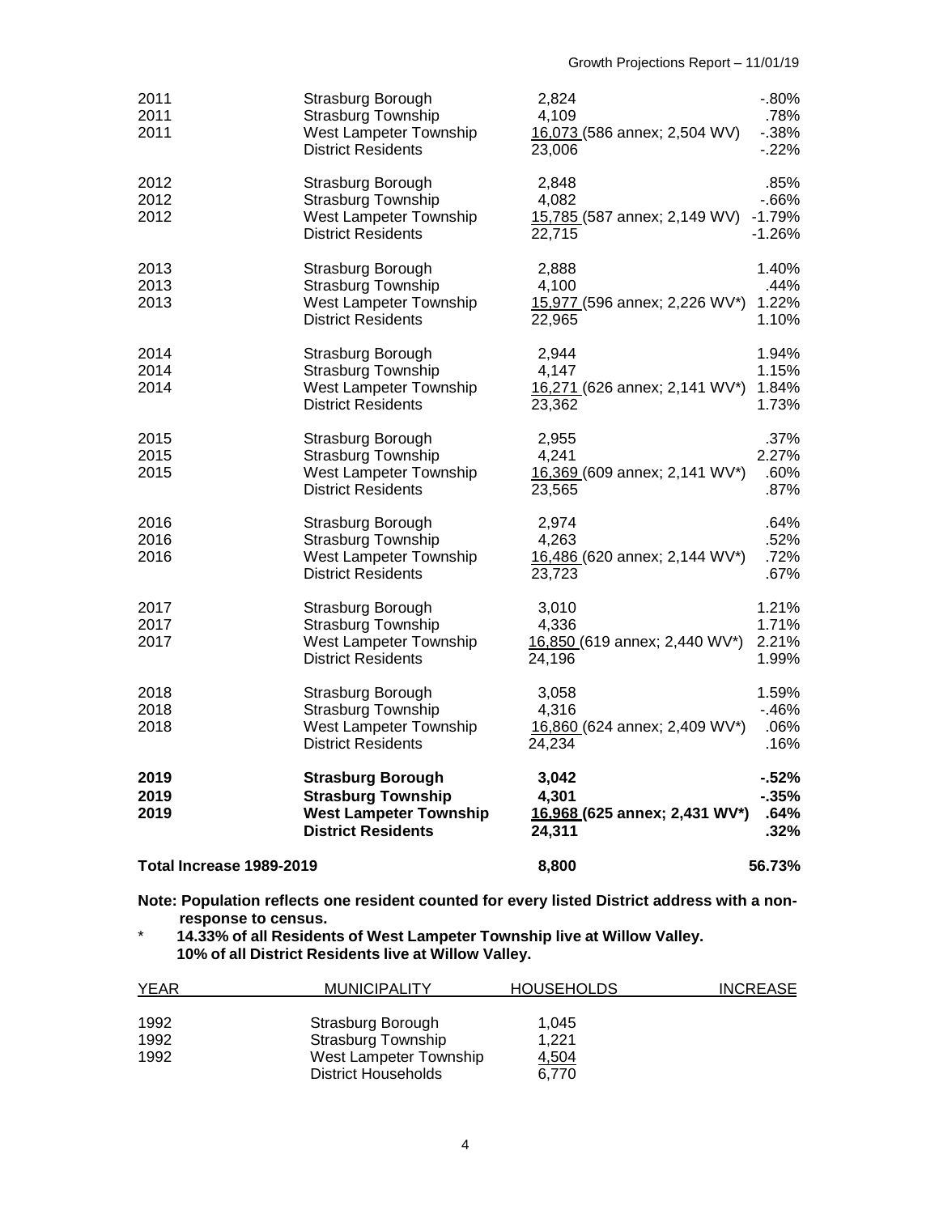| | | | |
|---|---|---|---|
| 2011 | Strasburg Borough | 2,824 | -.80% |
| 2011 | Strasburg Township | 4,109 | .78% |
| 2011 | West Lampeter Township | 16,073 (586 annex; 2,504 WV) | -.38% |
| | District Residents | 23,006 | -.22% |
| 2012 | Strasburg Borough | 2,848 | .85% |
| 2012 | Strasburg Township | 4,082 | -.66% |
| 2012 | West Lampeter Township | 15,785 (587 annex; 2,149 WV) | -1.79% |
| | District Residents | 22,715 | -1.26% |
| 2013 | Strasburg Borough | 2,888 | 1.40% |
| 2013 | Strasburg Township | 4,100 | .44% |
| 2013 | West Lampeter Township | 15,977 (596 annex; 2,226 WV*) | 1.22% |
| | District Residents | 22,965 | 1.10% |
| 2014 | Strasburg Borough | 2,944 | 1.94% |
| 2014 | Strasburg Township | 4,147 | 1.15% |
| 2014 | West Lampeter Township | 16,271 (626 annex; 2,141 WV*) | 1.84% |
| | District Residents | 23,362 | 1.73% |
| 2015 | Strasburg Borough | 2,955 | .37% |
| 2015 | Strasburg Township | 4,241 | 2.27% |
| 2015 | West Lampeter Township | 16,369 (609 annex; 2,141 WV*) | .60% |
| | District Residents | 23,565 | .87% |
| 2016 | Strasburg Borough | 2,974 | .64% |
| 2016 | Strasburg Township | 4,263 | .52% |
| 2016 | West Lampeter Township | 16,486 (620 annex; 2,144 WV*) | .72% |
| | District Residents | 23,723 | .67% |
| 2017 | Strasburg Borough | 3,010 | 1.21% |
| 2017 | Strasburg Township | 4,336 | 1.71% |
| 2017 | West Lampeter Township | 16,850 (619 annex; 2,440 WV*) | 2.21% |
| | District Residents | 24,196 | 1.99% |
| 2018 | Strasburg Borough | 3,058 | 1.59% |
| 2018 | Strasburg Township | 4,316 | -.46% |
| 2018 | West Lampeter Township | 16,860 (624 annex; 2,409 WV*) | .06% |
| | District Residents | 24,234 | .16% |
| **2019** | **Strasburg Borough** | **3,042** | **-.52%** |
| **2019** | **Strasburg Township** | **4,301** | **-.35%** |
| **2019** | **West Lampeter Township** | **16,968 (625 annex; 2,431 WV*)** | **.64%** |
| | **District Residents** | **24,311** | **.32%** |
| **Total Increase 1989-2019** | | **8,800** | **56.73%** |

**Note: Population reflects one resident counted for every listed District address with a non-response to census.**

\* **14.33% of all Residents of West Lampeter Township live at Willow Valley.**
**10% of all District Residents live at Willow Valley.**

| YEAR | MUNICIPALITY | HOUSEHOLDS | INCREASE |
|---|---|---|---|
| 1992 | Strasburg Borough | 1,045 | |
| 1992 | Strasburg Township | 1,221 | |
| 1992 | West Lampeter Township | 4,504 | |
| | District Households | 6,770 | |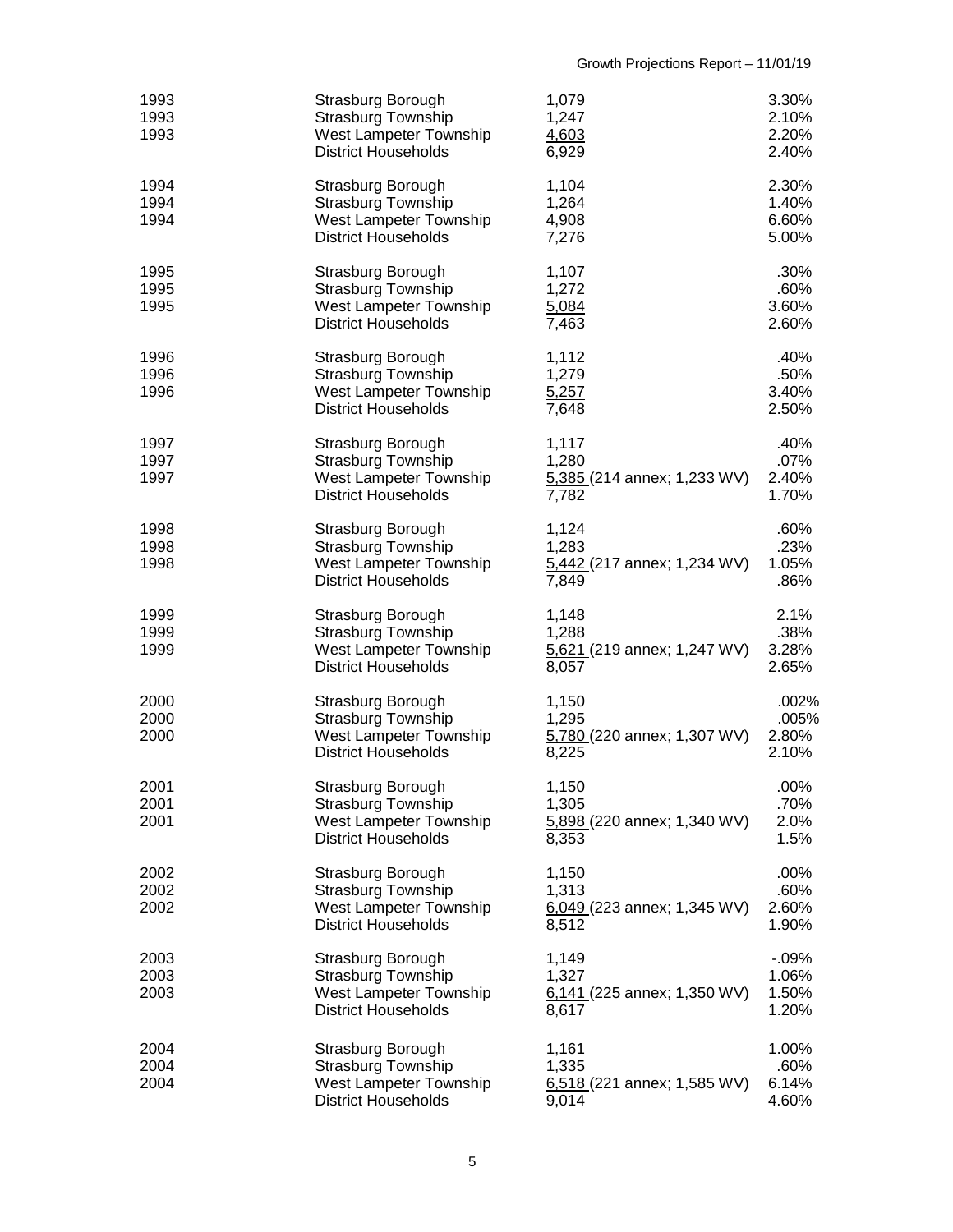| | | | |
|---|---|---|---|
| 1993 | Strasburg Borough | 1,079 | 3.30% |
| 1993 | Strasburg Township | 1,247 | 2.10% |
| 1993 | West Lampeter Township | 4,603 | 2.20% |
| | District Households | 6,929 | 2.40% |
| 1994 | Strasburg Borough | 1,104 | 2.30% |
| 1994 | Strasburg Township | 1,264 | 1.40% |
| 1994 | West Lampeter Township | 4,908 | 6.60% |
| | District Households | 7,276 | 5.00% |
| 1995 | Strasburg Borough | 1,107 | .30% |
| 1995 | Strasburg Township | 1,272 | .60% |
| 1995 | West Lampeter Township | 5,084 | 3.60% |
| | District Households | 7,463 | 2.60% |
| 1996 | Strasburg Borough | 1,112 | .40% |
| 1996 | Strasburg Township | 1,279 | .50% |
| 1996 | West Lampeter Township | 5,257 | 3.40% |
| | District Households | 7,648 | 2.50% |
| 1997 | Strasburg Borough | 1,117 | .40% |
| 1997 | Strasburg Township | 1,280 | .07% |
| 1997 | West Lampeter Township | 5,385 (214 annex; 1,233 WV) | 2.40% |
| | District Households | 7,782 | 1.70% |
| 1998 | Strasburg Borough | 1,124 | .60% |
| 1998 | Strasburg Township | 1,283 | .23% |
| 1998 | West Lampeter Township | 5,442 (217 annex; 1,234 WV) | 1.05% |
| | District Households | 7,849 | .86% |
| 1999 | Strasburg Borough | 1,148 | 2.1% |
| 1999 | Strasburg Township | 1,288 | .38% |
| 1999 | West Lampeter Township | 5,621 (219 annex; 1,247 WV) | 3.28% |
| | District Households | 8,057 | 2.65% |
| 2000 | Strasburg Borough | 1,150 | .002% |
| 2000 | Strasburg Township | 1,295 | .005% |
| 2000 | West Lampeter Township | 5,780 (220 annex; 1,307 WV) | 2.80% |
| | District Households | 8,225 | 2.10% |
| 2001 | Strasburg Borough | 1,150 | .00% |
| 2001 | Strasburg Township | 1,305 | .70% |
| 2001 | West Lampeter Township | 5,898 (220 annex; 1,340 WV) | 2.0% |
| | District Households | 8,353 | 1.5% |
| 2002 | Strasburg Borough | 1,150 | .00% |
| 2002 | Strasburg Township | 1,313 | .60% |
| 2002 | West Lampeter Township | 6,049 (223 annex; 1,345 WV) | 2.60% |
| | District Households | 8,512 | 1.90% |
| 2003 | Strasburg Borough | 1,149 | -.09% |
| 2003 | Strasburg Township | 1,327 | 1.06% |
| 2003 | West Lampeter Township | 6,141 (225 annex; 1,350 WV) | 1.50% |
| | District Households | 8,617 | 1.20% |
| 2004 | Strasburg Borough | 1,161 | 1.00% |
| 2004 | Strasburg Township | 1,335 | .60% |
| 2004 | West Lampeter Township | 6,518 (221 annex; 1,585 WV) | 6.14% |
| | District Households | 9,014 | 4.60% |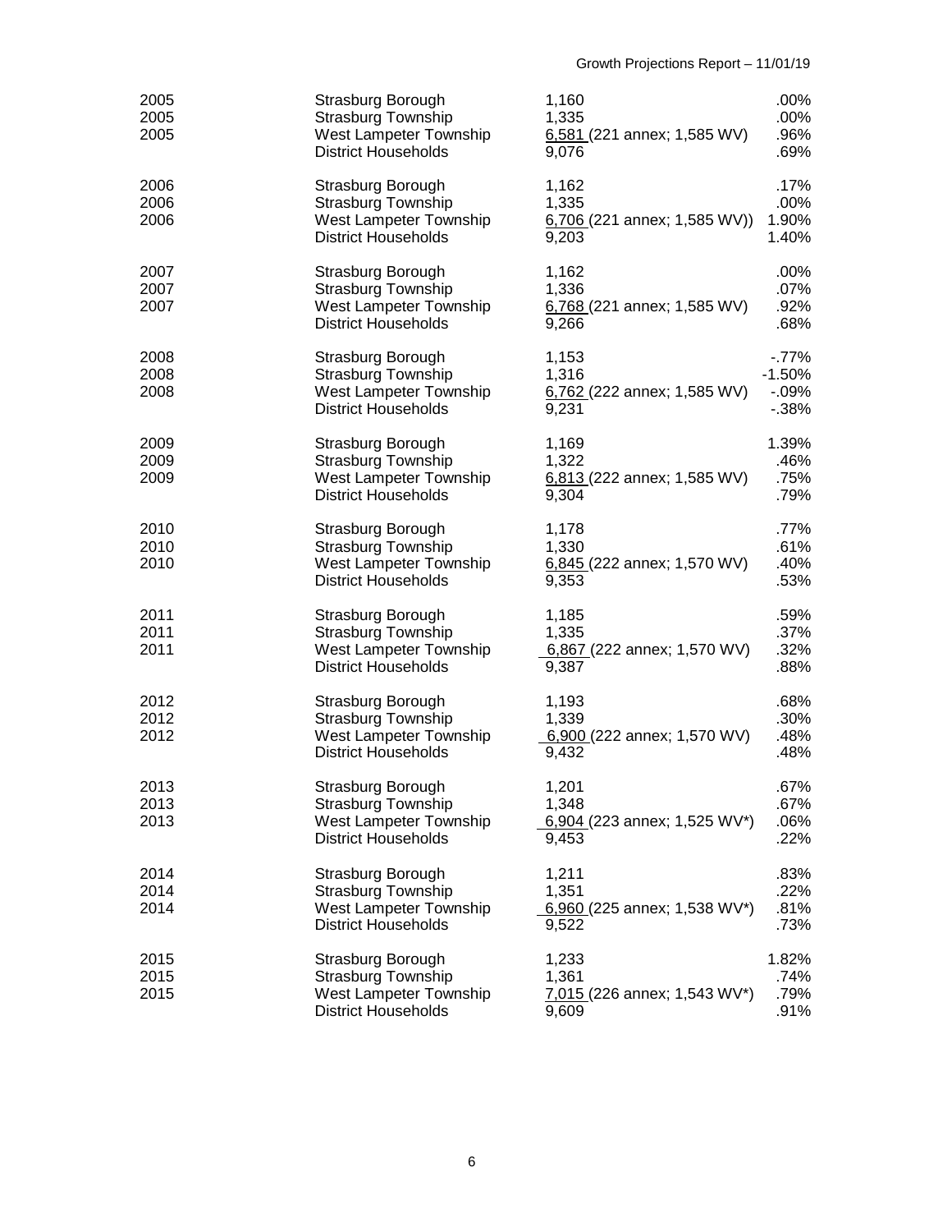| Year | Municipality | Households | % Change |
|---|---|---|---|
| 2005 | Strasburg Borough | 1,160 | .00% |
| 2005 | Strasburg Township | 1,335 | .00% |
| 2005 | West Lampeter Township | 6,581 (221 annex; 1,585 WV) | .96% |
| | District Households | 9,076 | .69% |
| 2006 | Strasburg Borough | 1,162 | .17% |
| 2006 | Strasburg Township | 1,335 | .00% |
| 2006 | West Lampeter Township | 6,706 (221 annex; 1,585 WV)) | 1.90% |
| | District Households | 9,203 | 1.40% |
| 2007 | Strasburg Borough | 1,162 | .00% |
| 2007 | Strasburg Township | 1,336 | .07% |
| 2007 | West Lampeter Township | 6,768 (221 annex; 1,585 WV) | .92% |
| | District Households | 9,266 | .68% |
| 2008 | Strasburg Borough | 1,153 | -.77% |
| 2008 | Strasburg Township | 1,316 | -1.50% |
| 2008 | West Lampeter Township | 6,762 (222 annex; 1,585 WV) | -.09% |
| | District Households | 9,231 | -.38% |
| 2009 | Strasburg Borough | 1,169 | 1.39% |
| 2009 | Strasburg Township | 1,322 | .46% |
| 2009 | West Lampeter Township | 6,813 (222 annex; 1,585 WV) | .75% |
| | District Households | 9,304 | .79% |
| 2010 | Strasburg Borough | 1,178 | .77% |
| 2010 | Strasburg Township | 1,330 | .61% |
| 2010 | West Lampeter Township | 6,845 (222 annex; 1,570 WV) | .40% |
| | District Households | 9,353 | .53% |
| 2011 | Strasburg Borough | 1,185 | .59% |
| 2011 | Strasburg Township | 1,335 | .37% |
| 2011 | West Lampeter Township | 6,867 (222 annex; 1,570 WV) | .32% |
| | District Households | 9,387 | .88% |
| 2012 | Strasburg Borough | 1,193 | .68% |
| 2012 | Strasburg Township | 1,339 | .30% |
| 2012 | West Lampeter Township | 6,900 (222 annex; 1,570 WV) | .48% |
| | District Households | 9,432 | .48% |
| 2013 | Strasburg Borough | 1,201 | .67% |
| 2013 | Strasburg Township | 1,348 | .67% |
| 2013 | West Lampeter Township | 6,904 (223 annex; 1,525 WV*) | .06% |
| | District Households | 9,453 | .22% |
| 2014 | Strasburg Borough | 1,211 | .83% |
| 2014 | Strasburg Township | 1,351 | .22% |
| 2014 | West Lampeter Township | 6,960 (225 annex; 1,538 WV*) | .81% |
| | District Households | 9,522 | .73% |
| 2015 | Strasburg Borough | 1,233 | 1.82% |
| 2015 | Strasburg Township | 1,361 | .74% |
| 2015 | West Lampeter Township | 7,015 (226 annex; 1,543 WV*) | .79% |
| | District Households | 9,609 | .91% |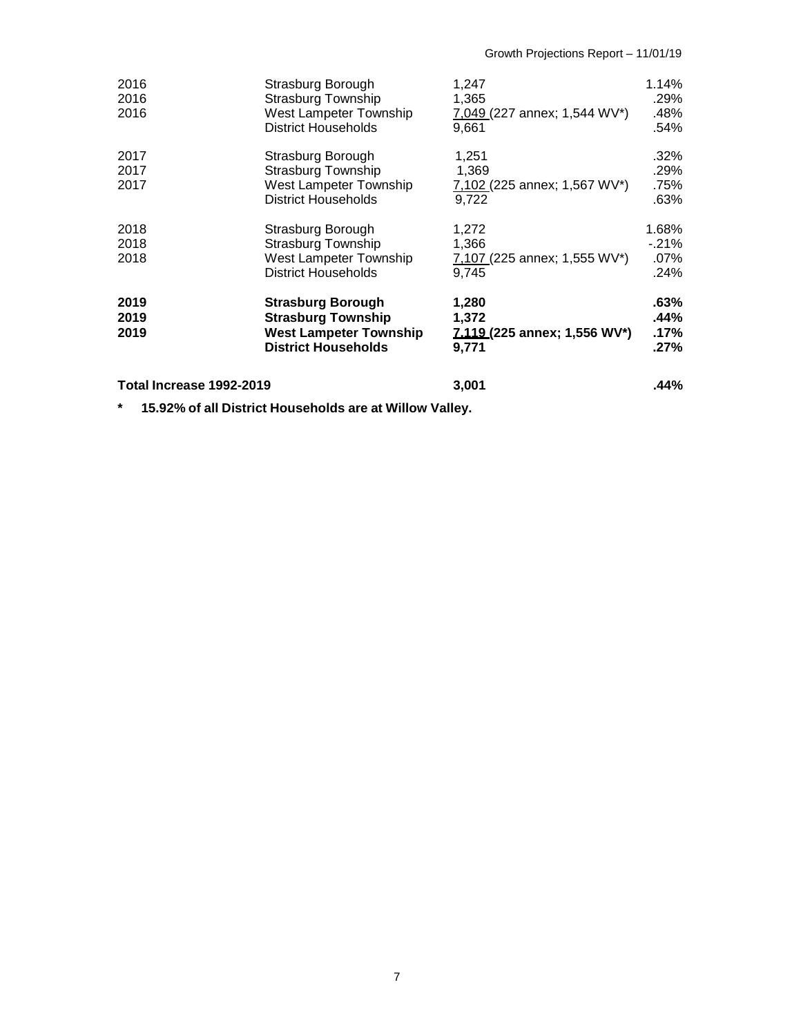| Year | Municipality | Households | Percent |
|---|---|---|---|
| 2016 | Strasburg Borough | 1,247 | 1.14% |
| 2016 | Strasburg Township | 1,365 | .29% |
| 2016 | West Lampeter Township | 7,049 (227 annex; 1,544 WV*) | .48% |
| | District Households | 9,661 | .54% |
| 2017 | Strasburg Borough | 1,251 | .32% |
| 2017 | Strasburg Township | 1,369 | .29% |
| 2017 | West Lampeter Township | 7,102 (225 annex; 1,567 WV*) | .75% |
| | District Households | 9,722 | .63% |
| 2018 | Strasburg Borough | 1,272 | 1.68% |
| 2018 | Strasburg Township | 1,366 | -.21% |
| 2018 | West Lampeter Township | 7,107 (225 annex; 1,555 WV*) | .07% |
| | District Households | 9,745 | .24% |
| **2019** | **Strasburg Borough** | **1,280** | **.63%** |
| **2019** | **Strasburg Township** | **1,372** | **.44%** |
| **2019** | **West Lampeter Township** | **7,119 (225 annex; 1,556 WV*)** | **.17%** |
| | **District Households** | **9,771** | **.27%** |
| **Total Increase 1992-2019** | | **3,001** | **.44%** |

**\* 15.92% of all District Households are at Willow Valley.**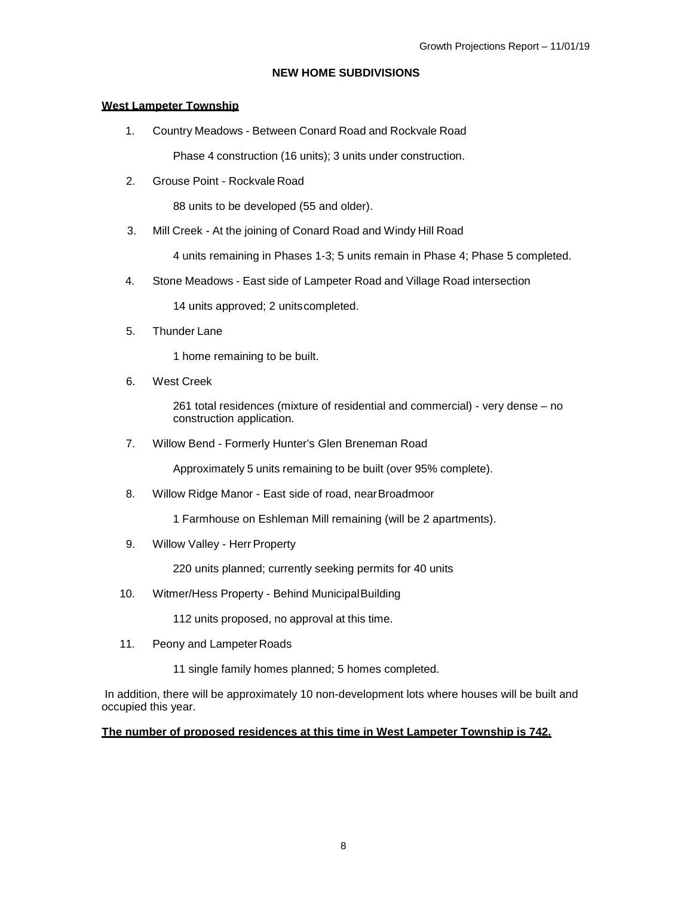## NEW HOME SUBDIVISIONS

**West Lampeter Township**

1. Country Meadows - Between Conard Road and Rockvale Road

   Phase 4 construction (16 units); 3 units under construction.

2. Grouse Point - Rockvale Road

   88 units to be developed (55 and older).

3. Mill Creek - At the joining of Conard Road and Windy Hill Road

   4 units remaining in Phases 1-3; 5 units remain in Phase 4; Phase 5 completed.

4. Stone Meadows - East side of Lampeter Road and Village Road intersection

   14 units approved; 2 units completed.

5. Thunder Lane

   1 home remaining to be built.

6. West Creek

   261 total residences (mixture of residential and commercial) - very dense – no construction application.

7. Willow Bend - Formerly Hunter's Glen Breneman Road

   Approximately 5 units remaining to be built (over 95% complete).

8. Willow Ridge Manor - East side of road, near Broadmoor

   1 Farmhouse on Eshleman Mill remaining (will be 2 apartments).

9. Willow Valley - Herr Property

   220 units planned; currently seeking permits for 40 units

10. Witmer/Hess Property - Behind Municipal Building

    112 units proposed, no approval at this time.

11. Peony and Lampeter Roads

    11 single family homes planned; 5 homes completed.

In addition, there will be approximately 10 non-development lots where houses will be built and occupied this year.

**The number of proposed residences at this time in West Lampeter Township is 742.**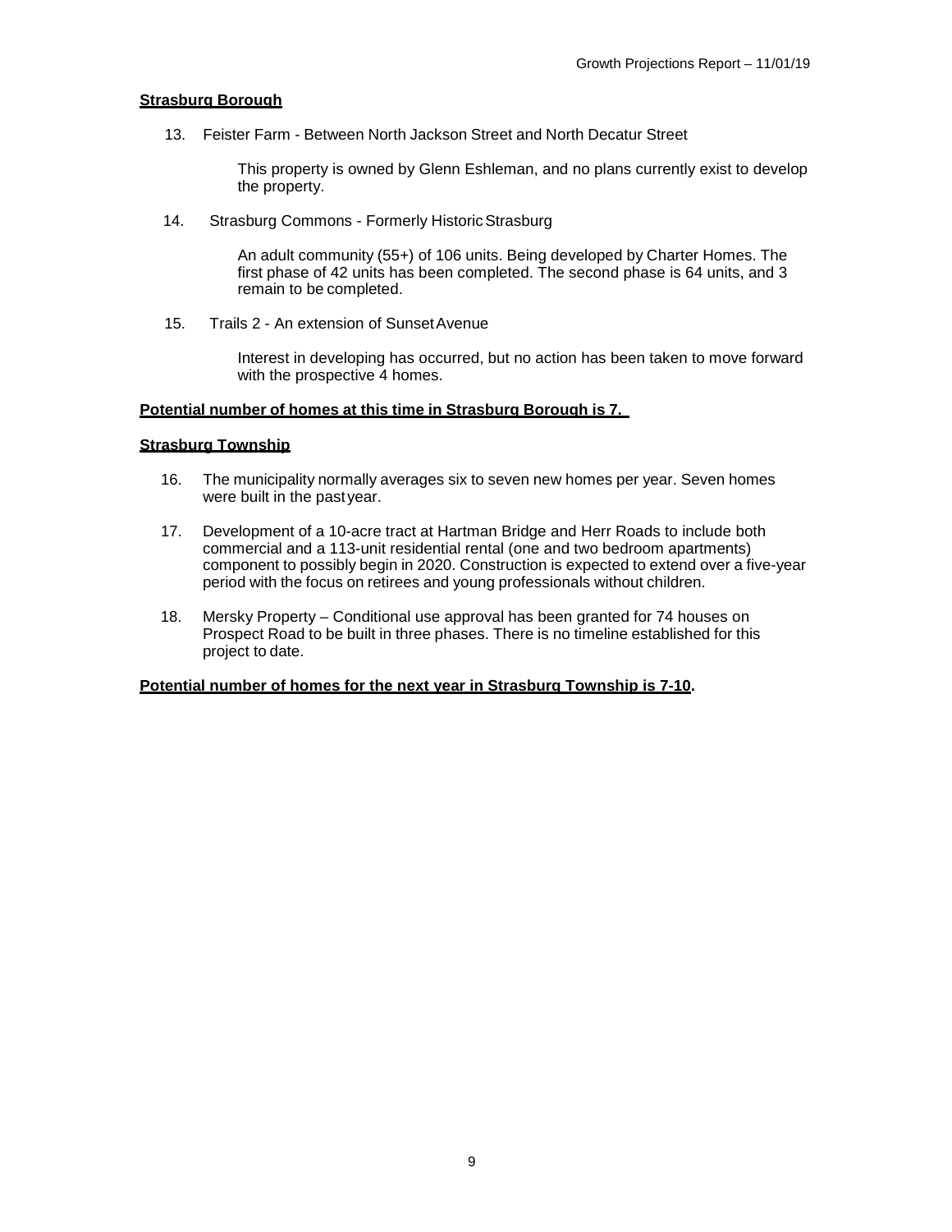**Strasburg Borough**

13. Feister Farm - Between North Jackson Street and North Decatur Street

    This property is owned by Glenn Eshleman, and no plans currently exist to develop the property.

14. Strasburg Commons - Formerly Historic Strasburg

    An adult community (55+) of 106 units. Being developed by Charter Homes. The first phase of 42 units has been completed. The second phase is 64 units, and 3 remain to be completed.

15. Trails 2 - An extension of Sunset Avenue

    Interest in developing has occurred, but no action has been taken to move forward with the prospective 4 homes.

**Potential number of homes at this time in Strasburg Borough is 7.**

**Strasburg Township**

16. The municipality normally averages six to seven new homes per year. Seven homes were built in the past year.

17. Development of a 10-acre tract at Hartman Bridge and Herr Roads to include both commercial and a 113-unit residential rental (one and two bedroom apartments) component to possibly begin in 2020. Construction is expected to extend over a five-year period with the focus on retirees and young professionals without children.

18. Mersky Property – Conditional use approval has been granted for 74 houses on Prospect Road to be built in three phases. There is no timeline established for this project to date.

**Potential number of homes for the next year in Strasburg Township is 7-10.**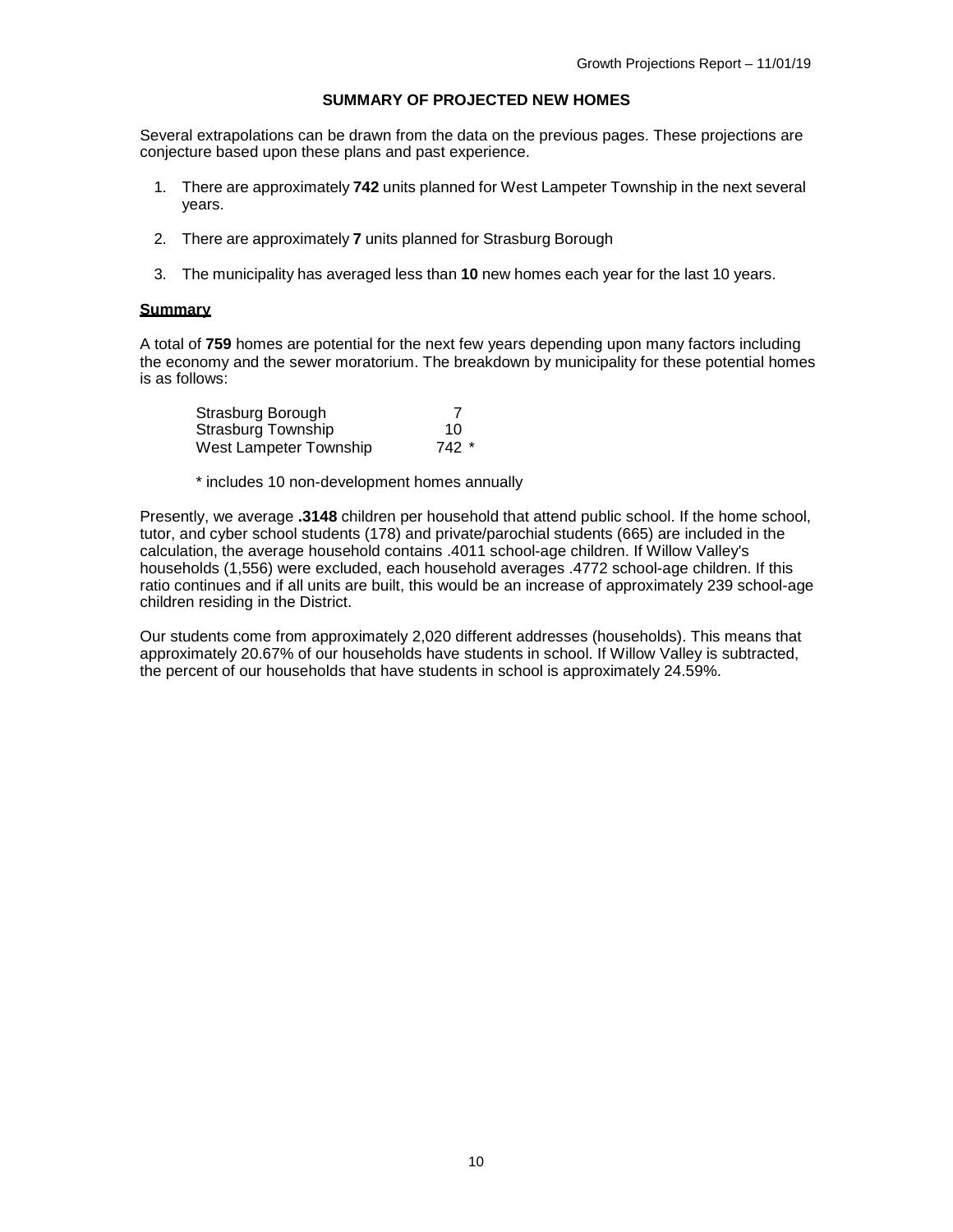## SUMMARY OF PROJECTED NEW HOMES

Several extrapolations can be drawn from the data on the previous pages. These projections are conjecture based upon these plans and past experience.

1. There are approximately **742** units planned for West Lampeter Township in the next several years.
2. There are approximately **7** units planned for Strasburg Borough
3. The municipality has averaged less than **10** new homes each year for the last 10 years.

### Summary

A total of **759** homes are potential for the next few years depending upon many factors including the economy and the sewer moratorium. The breakdown by municipality for these potential homes is as follows:

| | |
|---|---|
| Strasburg Borough | 7 |
| Strasburg Township | 10 |
| West Lampeter Township | 742 * |

\* includes 10 non-development homes annually

Presently, we average **.3148** children per household that attend public school. If the home school, tutor, and cyber school students (178) and private/parochial students (665) are included in the calculation, the average household contains .4011 school-age children. If Willow Valley's households (1,556) were excluded, each household averages .4772 school-age children. If this ratio continues and if all units are built, this would be an increase of approximately 239 school-age children residing in the District.

Our students come from approximately 2,020 different addresses (households). This means that approximately 20.67% of our households have students in school. If Willow Valley is subtracted, the percent of our households that have students in school is approximately 24.59%.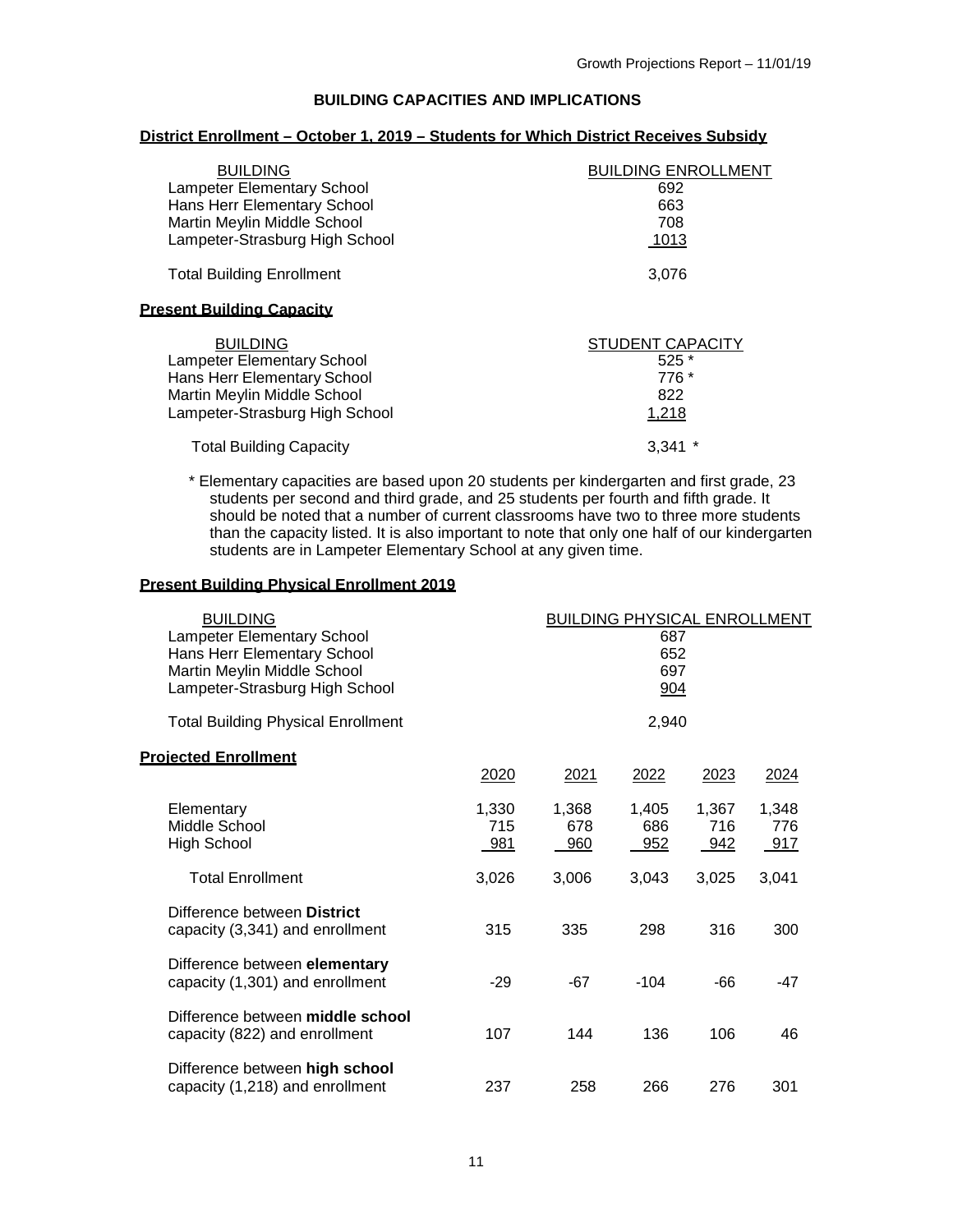## BUILDING CAPACITIES AND IMPLICATIONS

### District Enrollment – October 1, 2019 – Students for Which District Receives Subsidy

| BUILDING | BUILDING ENROLLMENT |
|---|---|
| Lampeter Elementary School | 692 |
| Hans Herr Elementary School | 663 |
| Martin Meylin Middle School | 708 |
| Lampeter-Strasburg High School | 1013 |
| Total Building Enrollment | 3,076 |

### Present Building Capacity

| BUILDING | STUDENT CAPACITY |
|---|---|
| Lampeter Elementary School | 525 * |
| Hans Herr Elementary School | 776 * |
| Martin Meylin Middle School | 822 |
| Lampeter-Strasburg High School | 1,218 |
| Total Building Capacity | 3,341 * |

\* Elementary capacities are based upon 20 students per kindergarten and first grade, 23 students per second and third grade, and 25 students per fourth and fifth grade. It should be noted that a number of current classrooms have two to three more students than the capacity listed. It is also important to note that only one half of our kindergarten students are in Lampeter Elementary School at any given time.

### Present Building Physical Enrollment 2019

| BUILDING | BUILDING PHYSICAL ENROLLMENT |
|---|---|
| Lampeter Elementary School | 687 |
| Hans Herr Elementary School | 652 |
| Martin Meylin Middle School | 697 |
| Lampeter-Strasburg High School | 904 |
| Total Building Physical Enrollment | 2,940 |

### Projected Enrollment

| | 2020 | 2021 | 2022 | 2023 | 2024 |
|---|---|---|---|---|---|
| Elementary | 1,330 | 1,368 | 1,405 | 1,367 | 1,348 |
| Middle School | 715 | 678 | 686 | 716 | 776 |
| High School | 981 | 960 | 952 | 942 | 917 |
| Total Enrollment | 3,026 | 3,006 | 3,043 | 3,025 | 3,041 |
| Difference between **District** capacity (3,341) and enrollment | 315 | 335 | 298 | 316 | 300 |
| Difference between **elementary** capacity (1,301) and enrollment | -29 | -67 | -104 | -66 | -47 |
| Difference between **middle school** capacity (822) and enrollment | 107 | 144 | 136 | 106 | 46 |
| Difference between **high school** capacity (1,218) and enrollment | 237 | 258 | 266 | 276 | 301 |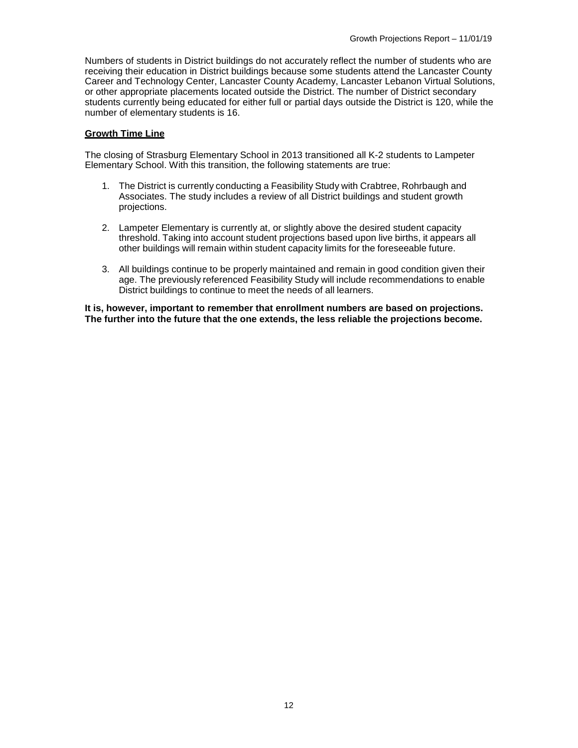Numbers of students in District buildings do not accurately reflect the number of students who are receiving their education in District buildings because some students attend the Lancaster County Career and Technology Center, Lancaster County Academy, Lancaster Lebanon Virtual Solutions, or other appropriate placements located outside the District. The number of District secondary students currently being educated for either full or partial days outside the District is 120, while the number of elementary students is 16.

**Growth Time Line**

The closing of Strasburg Elementary School in 2013 transitioned all K-2 students to Lampeter Elementary School. With this transition, the following statements are true:

1. The District is currently conducting a Feasibility Study with Crabtree, Rohrbaugh and Associates. The study includes a review of all District buildings and student growth projections.

2. Lampeter Elementary is currently at, or slightly above the desired student capacity threshold. Taking into account student projections based upon live births, it appears all other buildings will remain within student capacity limits for the foreseeable future.

3. All buildings continue to be properly maintained and remain in good condition given their age. The previously referenced Feasibility Study will include recommendations to enable District buildings to continue to meet the needs of all learners.

**It is, however, important to remember that enrollment numbers are based on projections. The further into the future that the one extends, the less reliable the projections become.**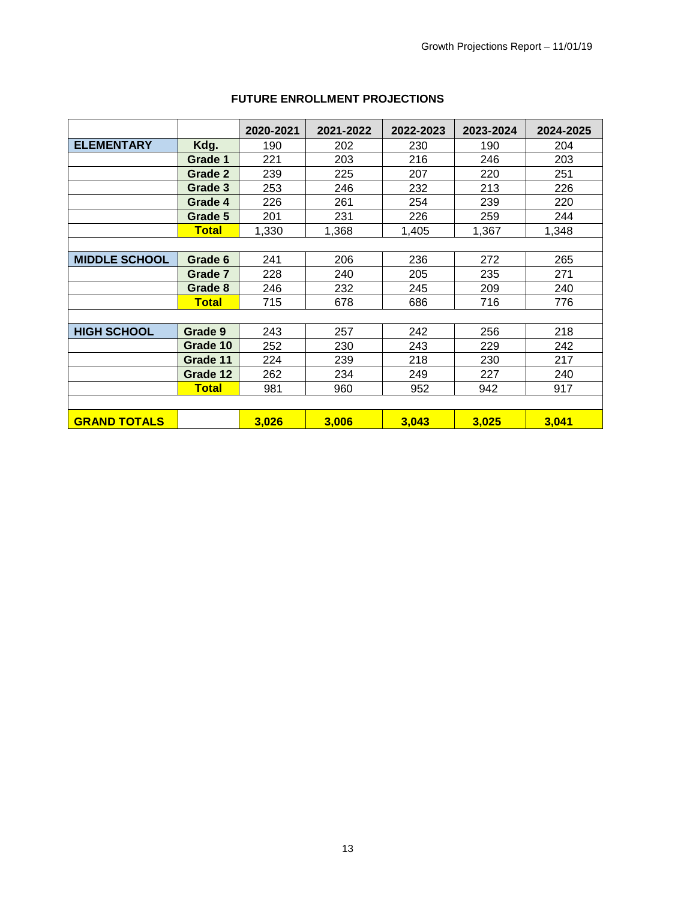## FUTURE ENROLLMENT PROJECTIONS

| | | 2020-2021 | 2021-2022 | 2022-2023 | 2023-2024 | 2024-2025 |
|---|---|---|---|---|---|---|
| **ELEMENTARY** | **Kdg.** | 190 | 202 | 230 | 190 | 204 |
| | **Grade 1** | 221 | 203 | 216 | 246 | 203 |
| | **Grade 2** | 239 | 225 | 207 | 220 | 251 |
| | **Grade 3** | 253 | 246 | 232 | 213 | 226 |
| | **Grade 4** | 226 | 261 | 254 | 239 | 220 |
| | **Grade 5** | 201 | 231 | 226 | 259 | 244 |
| | **Total** | 1,330 | 1,368 | 1,405 | 1,367 | 1,348 |
| | | | | | | |
| **MIDDLE SCHOOL** | **Grade 6** | 241 | 206 | 236 | 272 | 265 |
| | **Grade 7** | 228 | 240 | 205 | 235 | 271 |
| | **Grade 8** | 246 | 232 | 245 | 209 | 240 |
| | **Total** | 715 | 678 | 686 | 716 | 776 |
| | | | | | | |
| **HIGH SCHOOL** | **Grade 9** | 243 | 257 | 242 | 256 | 218 |
| | **Grade 10** | 252 | 230 | 243 | 229 | 242 |
| | **Grade 11** | 224 | 239 | 218 | 230 | 217 |
| | **Grade 12** | 262 | 234 | 249 | 227 | 240 |
| | **Total** | 981 | 960 | 952 | 942 | 917 |
| | | | | | | |
| **GRAND TOTALS** | | **3,026** | **3,006** | **3,043** | **3,025** | **3,041** |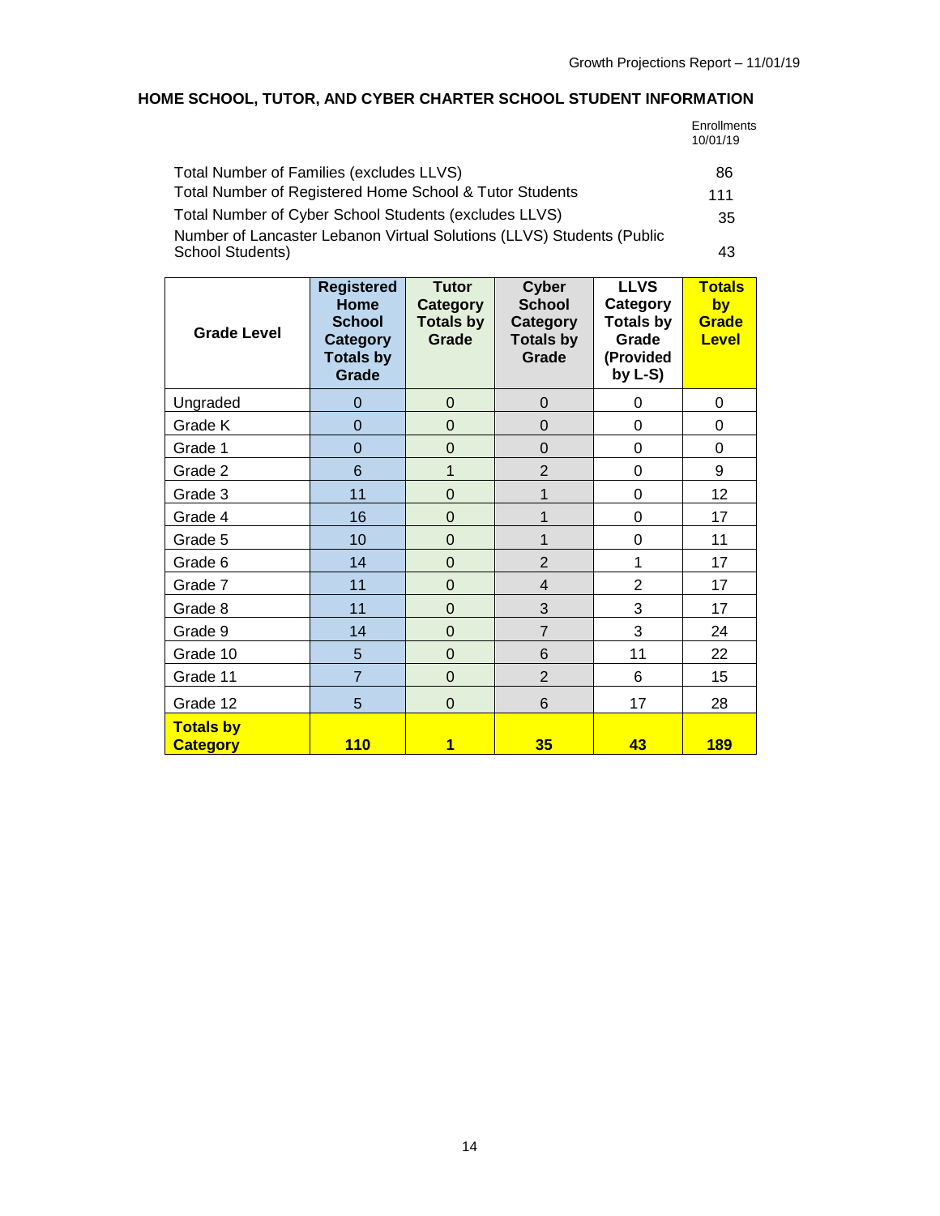## HOME SCHOOL, TUTOR, AND CYBER CHARTER SCHOOL STUDENT INFORMATION

| | Enrollments 10/01/19 |
|---|---|
| Total Number of Families (excludes LLVS) | 86 |
| Total Number of Registered Home School & Tutor Students | 111 |
| Total Number of Cyber School Students (excludes LLVS) | 35 |
| Number of Lancaster Lebanon Virtual Solutions (LLVS) Students (Public School Students) | 43 |

| Grade Level | Registered Home School Category Totals by Grade | Tutor Category Totals by Grade | Cyber School Category Totals by Grade | LLVS Category Totals by Grade (Provided by L-S) | Totals by Grade Level |
|---|---|---|---|---|---|
| Ungraded | 0 | 0 | 0 | 0 | 0 |
| Grade K | 0 | 0 | 0 | 0 | 0 |
| Grade 1 | 0 | 0 | 0 | 0 | 0 |
| Grade 2 | 6 | 1 | 2 | 0 | 9 |
| Grade 3 | 11 | 0 | 1 | 0 | 12 |
| Grade 4 | 16 | 0 | 1 | 0 | 17 |
| Grade 5 | 10 | 0 | 1 | 0 | 11 |
| Grade 6 | 14 | 0 | 2 | 1 | 17 |
| Grade 7 | 11 | 0 | 4 | 2 | 17 |
| Grade 8 | 11 | 0 | 3 | 3 | 17 |
| Grade 9 | 14 | 0 | 7 | 3 | 24 |
| Grade 10 | 5 | 0 | 6 | 11 | 22 |
| Grade 11 | 7 | 0 | 2 | 6 | 15 |
| Grade 12 | 5 | 0 | 6 | 17 | 28 |
| **Totals by Category** | **110** | **1** | **35** | **43** | **189** |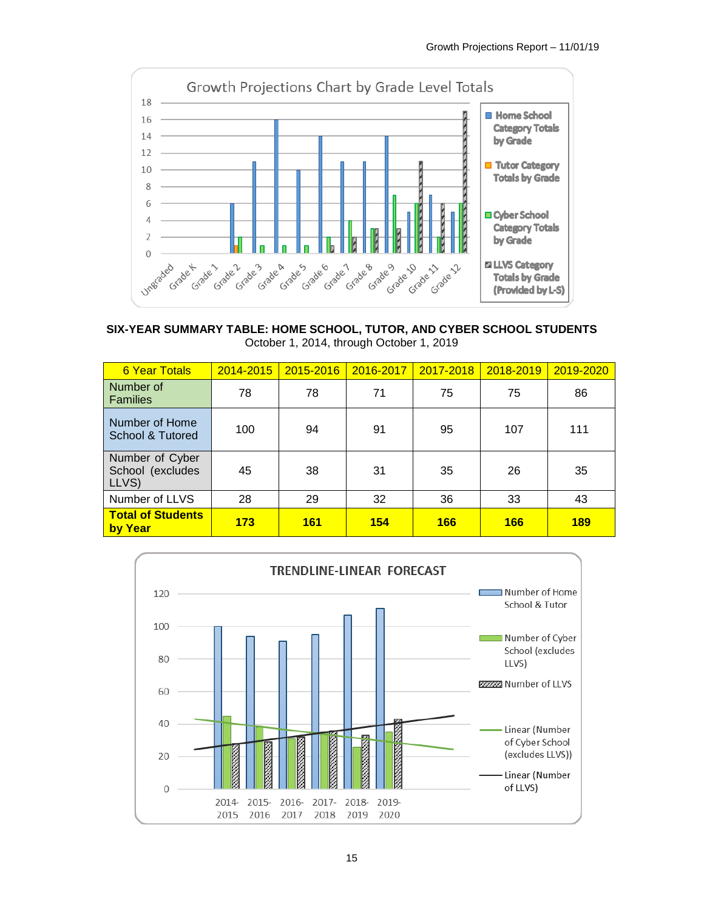Growth Projections Chart by Grade Level Totals

## SIX-YEAR SUMMARY TABLE: HOME SCHOOL, TUTOR, AND CYBER SCHOOL STUDENTS

October 1, 2014, through October 1, 2019

| 6 Year Totals | 2014-2015 | 2015-2016 | 2016-2017 | 2017-2018 | 2018-2019 | 2019-2020 |
|---|---|---|---|---|---|---|
| Number of Families | 78 | 78 | 71 | 75 | 75 | 86 |
| Number of Home School & Tutored | 100 | 94 | 91 | 95 | 107 | 111 |
| Number of Cyber School (excludes LLVS) | 45 | 38 | 31 | 35 | 26 | 35 |
| Number of LLVS | 28 | 29 | 32 | 36 | 33 | 43 |
| **Total of Students by Year** | **173** | **161** | **154** | **166** | **166** | **189** |

TRENDLINE-LINEAR FORECAST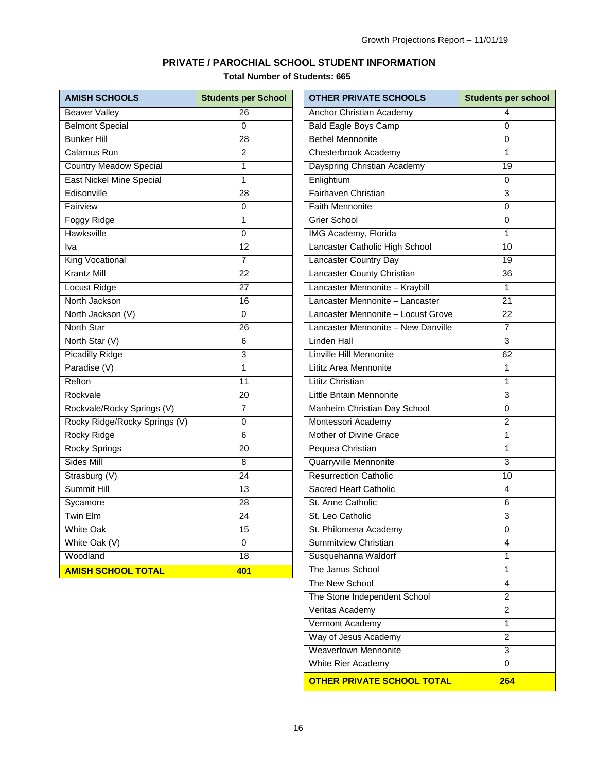## PRIVATE / PAROCHIAL SCHOOL STUDENT INFORMATION

**Total Number of Students: 665**

| AMISH SCHOOLS | Students per School |
|---|---|
| Beaver Valley | 26 |
| Belmont Special | 0 |
| Bunker Hill | 28 |
| Calamus Run | 2 |
| Country Meadow Special | 1 |
| East Nickel Mine Special | 1 |
| Edisonville | 28 |
| Fairview | 0 |
| Foggy Ridge | 1 |
| Hawksville | 0 |
| Iva | 12 |
| King Vocational | 7 |
| Krantz Mill | 22 |
| Locust Ridge | 27 |
| North Jackson | 16 |
| North Jackson (V) | 0 |
| North Star | 26 |
| North Star (V) | 6 |
| Picadilly Ridge | 3 |
| Paradise (V) | 1 |
| Refton | 11 |
| Rockvale | 20 |
| Rockvale/Rocky Springs (V) | 7 |
| Rocky Ridge/Rocky Springs (V) | 0 |
| Rocky Ridge | 6 |
| Rocky Springs | 20 |
| Sides Mill | 8 |
| Strasburg (V) | 24 |
| Summit Hill | 13 |
| Sycamore | 28 |
| Twin Elm | 24 |
| White Oak | 15 |
| White Oak (V) | 0 |
| Woodland | 18 |
| **AMISH SCHOOL TOTAL** | **401** |

| OTHER PRIVATE SCHOOLS | Students per school |
|---|---|
| Anchor Christian Academy | 4 |
| Bald Eagle Boys Camp | 0 |
| Bethel Mennonite | 0 |
| Chesterbrook Academy | 1 |
| Dayspring Christian Academy | 19 |
| Enlightium | 0 |
| Fairhaven Christian | 3 |
| Faith Mennonite | 0 |
| Grier School | 0 |
| IMG Academy, Florida | 1 |
| Lancaster Catholic High School | 10 |
| Lancaster Country Day | 19 |
| Lancaster County Christian | 36 |
| Lancaster Mennonite – Kraybill | 1 |
| Lancaster Mennonite – Lancaster | 21 |
| Lancaster Mennonite – Locust Grove | 22 |
| Lancaster Mennonite – New Danville | 7 |
| Linden Hall | 3 |
| Linville Hill Mennonite | 62 |
| Lititz Area Mennonite | 1 |
| Lititz Christian | 1 |
| Little Britain Mennonite | 3 |
| Manheim Christian Day School | 0 |
| Montessori Academy | 2 |
| Mother of Divine Grace | 1 |
| Pequea Christian | 1 |
| Quarryville Mennonite | 3 |
| Resurrection Catholic | 10 |
| Sacred Heart Catholic | 4 |
| St. Anne Catholic | 6 |
| St. Leo Catholic | 3 |
| St. Philomena Academy | 0 |
| Summitview Christian | 4 |
| Susquehanna Waldorf | 1 |
| The Janus School | 1 |
| The New School | 4 |
| The Stone Independent School | 2 |
| Veritas Academy | 2 |
| Vermont Academy | 1 |
| Way of Jesus Academy | 2 |
| Weavertown Mennonite | 3 |
| White Rier Academy | 0 |
| **OTHER PRIVATE SCHOOL TOTAL** | **264** |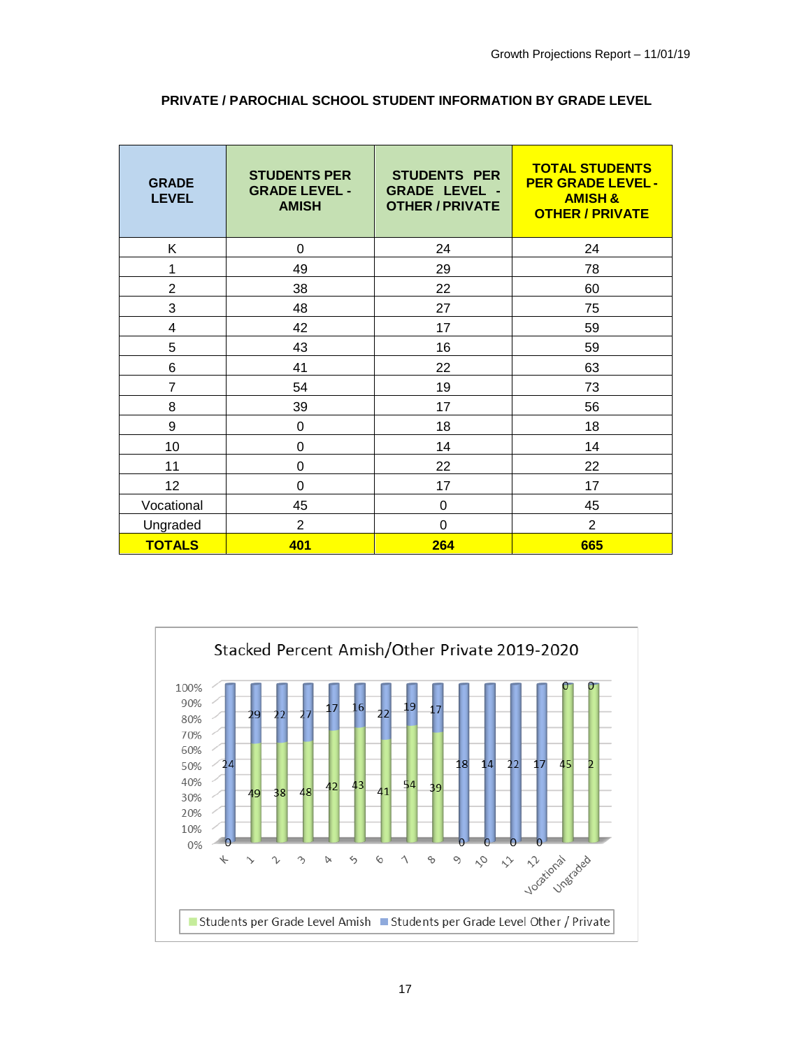## PRIVATE / PAROCHIAL SCHOOL STUDENT INFORMATION BY GRADE LEVEL

| GRADE LEVEL | STUDENTS PER GRADE LEVEL - AMISH | STUDENTS PER GRADE LEVEL - OTHER / PRIVATE | TOTAL STUDENTS PER GRADE LEVEL - AMISH & OTHER / PRIVATE |
|---|---|---|---|
| K | 0 | 24 | 24 |
| 1 | 49 | 29 | 78 |
| 2 | 38 | 22 | 60 |
| 3 | 48 | 27 | 75 |
| 4 | 42 | 17 | 59 |
| 5 | 43 | 16 | 59 |
| 6 | 41 | 22 | 63 |
| 7 | 54 | 19 | 73 |
| 8 | 39 | 17 | 56 |
| 9 | 0 | 18 | 18 |
| 10 | 0 | 14 | 14 |
| 11 | 0 | 22 | 22 |
| 12 | 0 | 17 | 17 |
| Vocational | 45 | 0 | 45 |
| Ungraded | 2 | 0 | 2 |
| **TOTALS** | **401** | **264** | **665** |

Stacked Percent Amish/Other Private 2019-2020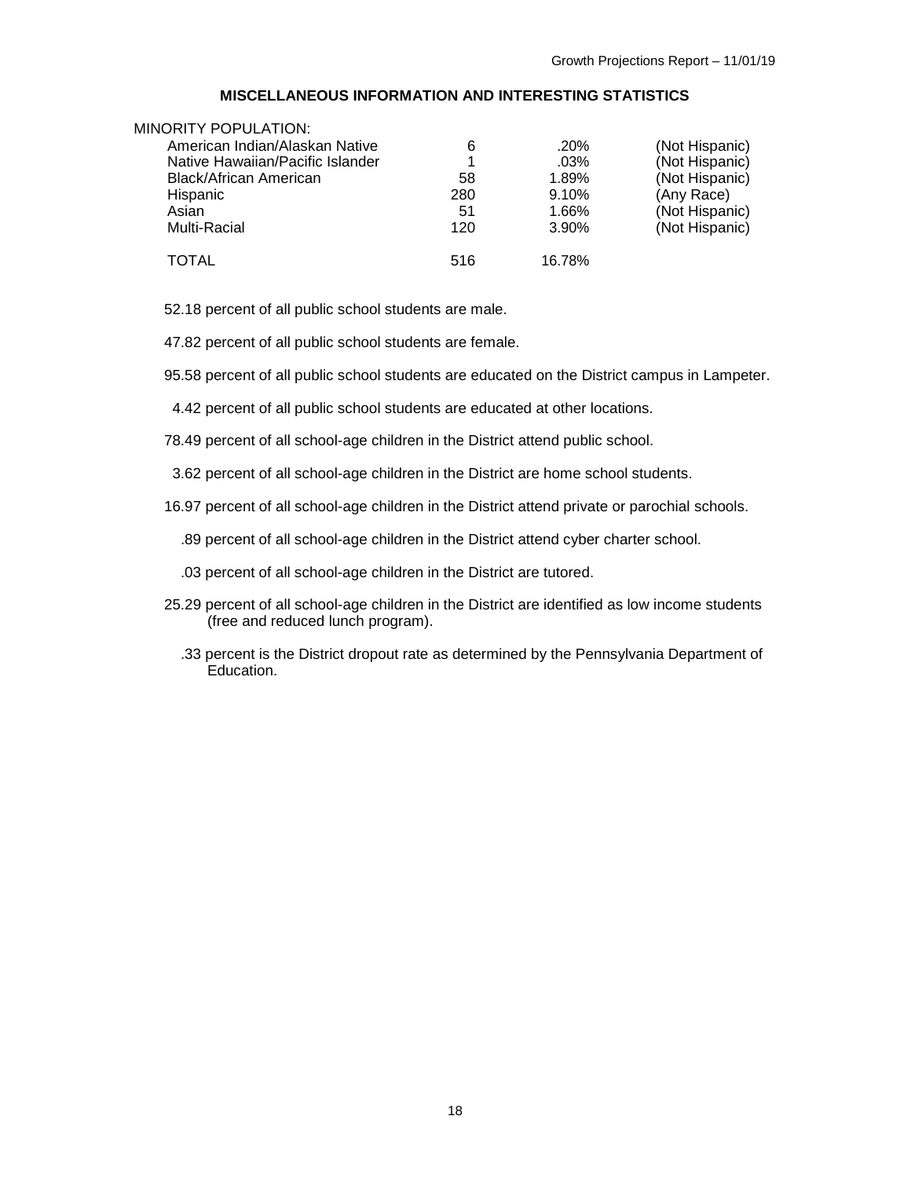# MISCELLANEOUS INFORMATION AND INTERESTING STATISTICS

MINORITY POPULATION:

| | | | |
|---|---|---|---|
| American Indian/Alaskan Native | 6 | .20% | (Not Hispanic) |
| Native Hawaiian/Pacific Islander | 1 | .03% | (Not Hispanic) |
| Black/African American | 58 | 1.89% | (Not Hispanic) |
| Hispanic | 280 | 9.10% | (Any Race) |
| Asian | 51 | 1.66% | (Not Hispanic) |
| Multi-Racial | 120 | 3.90% | (Not Hispanic) |
| TOTAL | 516 | 16.78% | |

52.18 percent of all public school students are male.

47.82 percent of all public school students are female.

95.58 percent of all public school students are educated on the District campus in Lampeter.

4.42 percent of all public school students are educated at other locations.

78.49 percent of all school-age children in the District attend public school.

3.62 percent of all school-age children in the District are home school students.

16.97 percent of all school-age children in the District attend private or parochial schools.

.89 percent of all school-age children in the District attend cyber charter school.

.03 percent of all school-age children in the District are tutored.

25.29 percent of all school-age children in the District are identified as low income students (free and reduced lunch program).

.33 percent is the District dropout rate as determined by the Pennsylvania Department of Education.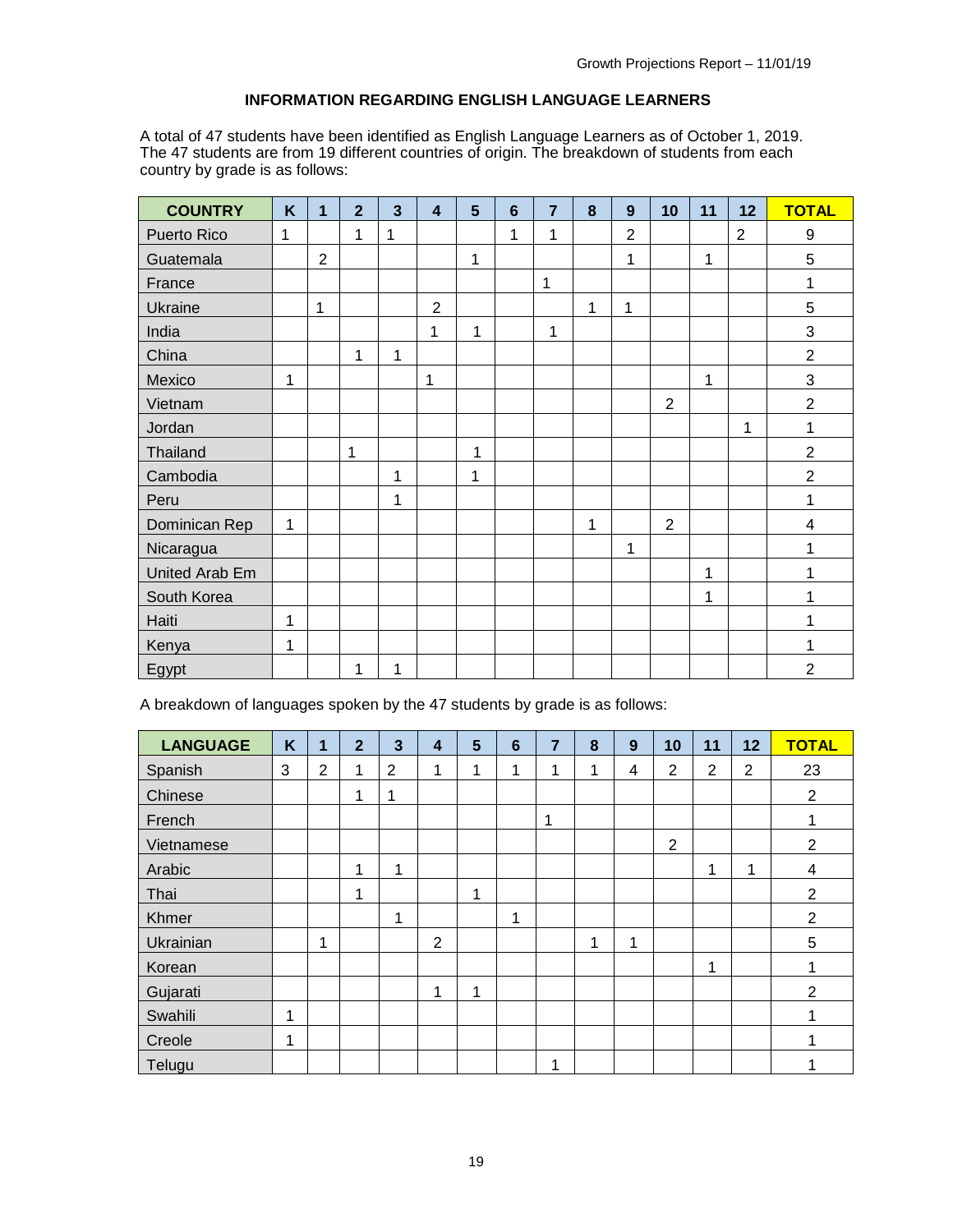**INFORMATION REGARDING ENGLISH LANGUAGE LEARNERS**

A total of 47 students have been identified as English Language Learners as of October 1, 2019. The 47 students are from 19 different countries of origin. The breakdown of students from each country by grade is as follows:

| COUNTRY | K | 1 | 2 | 3 | 4 | 5 | 6 | 7 | 8 | 9 | 10 | 11 | 12 | TOTAL |
|---|---|---|---|---|---|---|---|---|---|---|---|---|---|---|
| Puerto Rico | 1 | | 1 | 1 | | | 1 | 1 | | 2 | | | 2 | 9 |
| Guatemala | | 2 | | | | 1 | | | | 1 | | 1 | | 5 |
| France | | | | | | | | 1 | | | | | | 1 |
| Ukraine | | 1 | | | 2 | | | | 1 | 1 | | | | 5 |
| India | | | | | 1 | 1 | | 1 | | | | | | 3 |
| China | | | 1 | 1 | | | | | | | | | | 2 |
| Mexico | 1 | | | | 1 | | | | | | | 1 | | 3 |
| Vietnam | | | | | | | | | | | 2 | | | 2 |
| Jordan | | | | | | | | | | | | | 1 | 1 |
| Thailand | | | 1 | | | 1 | | | | | | | | 2 |
| Cambodia | | | | 1 | | 1 | | | | | | | | 2 |
| Peru | | | | 1 | | | | | | | | | | 1 |
| Dominican Rep | 1 | | | | | | | | 1 | | 2 | | | 4 |
| Nicaragua | | | | | | | | | | 1 | | | | 1 |
| United Arab Em | | | | | | | | | | | | 1 | | 1 |
| South Korea | | | | | | | | | | | | 1 | | 1 |
| Haiti | 1 | | | | | | | | | | | | | 1 |
| Kenya | 1 | | | | | | | | | | | | | 1 |
| Egypt | | | 1 | 1 | | | | | | | | | | 2 |

A breakdown of languages spoken by the 47 students by grade is as follows:

| LANGUAGE | K | 1 | 2 | 3 | 4 | 5 | 6 | 7 | 8 | 9 | 10 | 11 | 12 | TOTAL |
|---|---|---|---|---|---|---|---|---|---|---|---|---|---|---|
| Spanish | 3 | 2 | 1 | 2 | 1 | 1 | 1 | 1 | 1 | 4 | 2 | 2 | 2 | 23 |
| Chinese | | | 1 | 1 | | | | | | | | | | 2 |
| French | | | | | | | | 1 | | | | | | 1 |
| Vietnamese | | | | | | | | | | | 2 | | | 2 |
| Arabic | | | 1 | 1 | | | | | | | | 1 | 1 | 4 |
| Thai | | | 1 | | | 1 | | | | | | | | 2 |
| Khmer | | | | 1 | | | 1 | | | | | | | 2 |
| Ukrainian | | 1 | | | 2 | | | | 1 | 1 | | | | 5 |
| Korean | | | | | | | | | | | | 1 | | 1 |
| Gujarati | | | | | 1 | 1 | | | | | | | | 2 |
| Swahili | 1 | | | | | | | | | | | | | 1 |
| Creole | 1 | | | | | | | | | | | | | 1 |
| Telugu | | | | | | | | 1 | | | | | | 1 |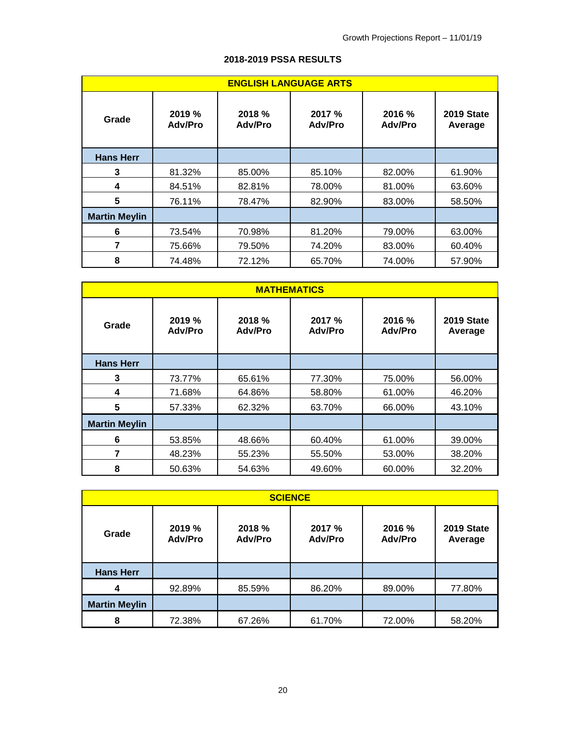## 2018-2019 PSSA RESULTS

| ENGLISH LANGUAGE ARTS | | | | | |
|---|---|---|---|---|---|
| **Grade** | **2019 % Adv/Pro** | **2018 % Adv/Pro** | **2017 % Adv/Pro** | **2016 % Adv/Pro** | **2019 State Average** |
| **Hans Herr** | | | | | |
| **3** | 81.32% | 85.00% | 85.10% | 82.00% | 61.90% |
| **4** | 84.51% | 82.81% | 78.00% | 81.00% | 63.60% |
| **5** | 76.11% | 78.47% | 82.90% | 83.00% | 58.50% |
| **Martin Meylin** | | | | | |
| **6** | 73.54% | 70.98% | 81.20% | 79.00% | 63.00% |
| **7** | 75.66% | 79.50% | 74.20% | 83.00% | 60.40% |
| **8** | 74.48% | 72.12% | 65.70% | 74.00% | 57.90% |

| MATHEMATICS | | | | | |
|---|---|---|---|---|---|
| **Grade** | **2019 % Adv/Pro** | **2018 % Adv/Pro** | **2017 % Adv/Pro** | **2016 % Adv/Pro** | **2019 State Average** |
| **Hans Herr** | | | | | |
| **3** | 73.77% | 65.61% | 77.30% | 75.00% | 56.00% |
| **4** | 71.68% | 64.86% | 58.80% | 61.00% | 46.20% |
| **5** | 57.33% | 62.32% | 63.70% | 66.00% | 43.10% |
| **Martin Meylin** | | | | | |
| **6** | 53.85% | 48.66% | 60.40% | 61.00% | 39.00% |
| **7** | 48.23% | 55.23% | 55.50% | 53.00% | 38.20% |
| **8** | 50.63% | 54.63% | 49.60% | 60.00% | 32.20% |

| SCIENCE | | | | | |
|---|---|---|---|---|---|
| **Grade** | **2019 % Adv/Pro** | **2018 % Adv/Pro** | **2017 % Adv/Pro** | **2016 % Adv/Pro** | **2019 State Average** |
| **Hans Herr** | | | | | |
| **4** | 92.89% | 85.59% | 86.20% | 89.00% | 77.80% |
| **Martin Meylin** | | | | | |
| **8** | 72.38% | 67.26% | 61.70% | 72.00% | 58.20% |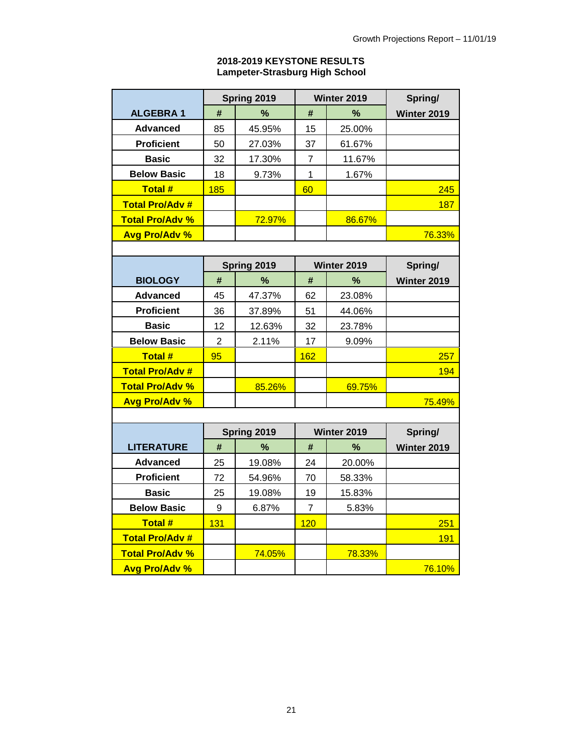**2018-2019 KEYSTONE RESULTS**
**Lampeter-Strasburg High School**

| ALGEBRA 1 | Spring 2019 | | Winter 2019 | | Spring/ Winter 2019 |
|---|---|---|---|---|---|
| | # | % | # | % | |
| Advanced | 85 | 45.95% | 15 | 25.00% | |
| Proficient | 50 | 27.03% | 37 | 61.67% | |
| Basic | 32 | 17.30% | 7 | 11.67% | |
| Below Basic | 18 | 9.73% | 1 | 1.67% | |
| Total # | 185 | | 60 | | 245 |
| Total Pro/Adv # | | | | | 187 |
| Total Pro/Adv % | | 72.97% | | 86.67% | |
| Avg Pro/Adv % | | | | | 76.33% |

| BIOLOGY | Spring 2019 | | Winter 2019 | | Spring/ Winter 2019 |
|---|---|---|---|---|---|
| | # | % | # | % | |
| Advanced | 45 | 47.37% | 62 | 23.08% | |
| Proficient | 36 | 37.89% | 51 | 44.06% | |
| Basic | 12 | 12.63% | 32 | 23.78% | |
| Below Basic | 2 | 2.11% | 17 | 9.09% | |
| Total # | 95 | | 162 | | 257 |
| Total Pro/Adv # | | | | | 194 |
| Total Pro/Adv % | | 85.26% | | 69.75% | |
| Avg Pro/Adv % | | | | | 75.49% |

| LITERATURE | Spring 2019 | | Winter 2019 | | Spring/ Winter 2019 |
|---|---|---|---|---|---|
| | # | % | # | % | |
| Advanced | 25 | 19.08% | 24 | 20.00% | |
| Proficient | 72 | 54.96% | 70 | 58.33% | |
| Basic | 25 | 19.08% | 19 | 15.83% | |
| Below Basic | 9 | 6.87% | 7 | 5.83% | |
| Total # | 131 | | 120 | | 251 |
| Total Pro/Adv # | | | | | 191 |
| Total Pro/Adv % | | 74.05% | | 78.33% | |
| Avg Pro/Adv % | | | | | 76.10% |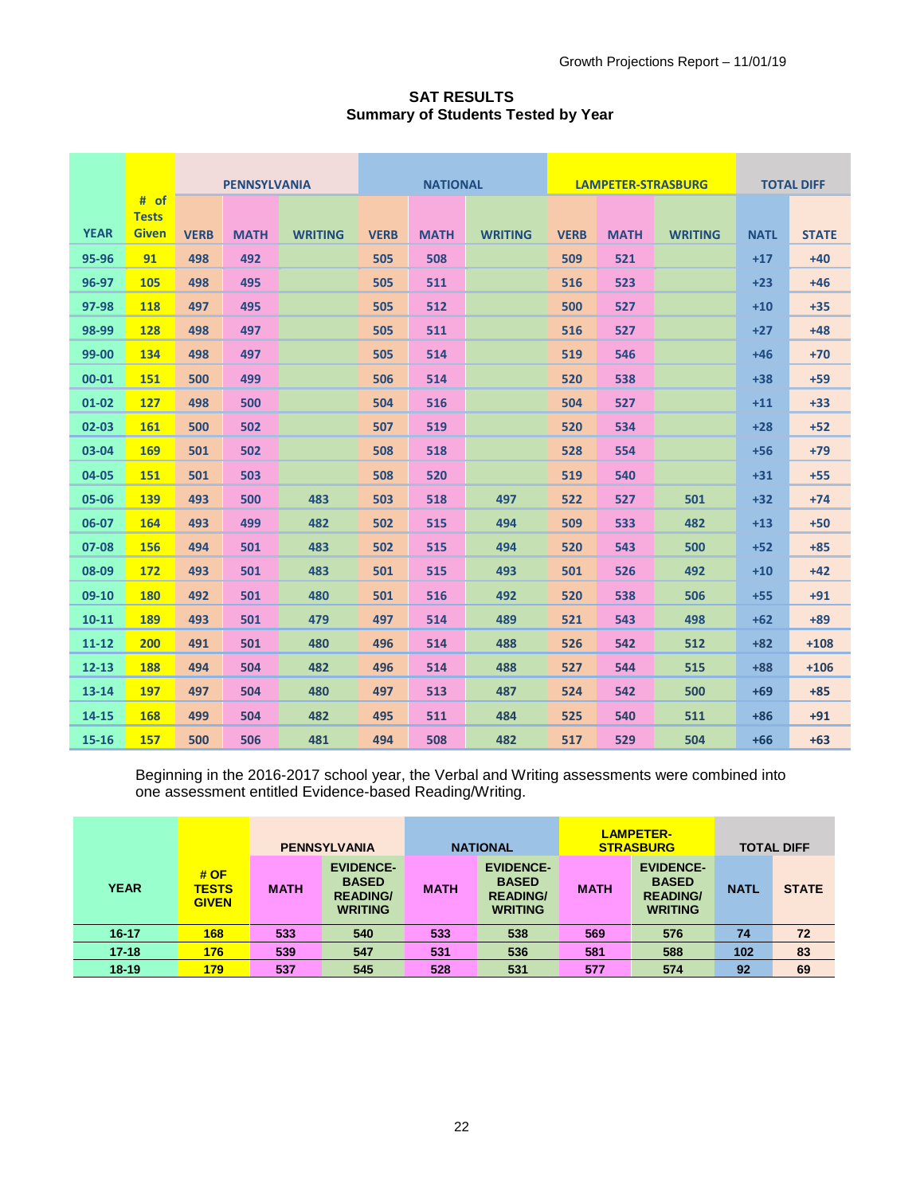**SAT RESULTS**
**Summary of Students Tested by Year**

| YEAR | # of Tests Given | PENNSYLVANIA | | | NATIONAL | | | LAMPETER-STRASBURG | | | TOTAL DIFF | |
|---|---|---|---|---|---|---|---|---|---|---|---|---|
| | | VERB | MATH | WRITING | VERB | MATH | WRITING | VERB | MATH | WRITING | NATL | STATE |
| 95-96 | 91 | 498 | 492 | | 505 | 508 | | 509 | 521 | | +17 | +40 |
| 96-97 | 105 | 498 | 495 | | 505 | 511 | | 516 | 523 | | +23 | +46 |
| 97-98 | 118 | 497 | 495 | | 505 | 512 | | 500 | 527 | | +10 | +35 |
| 98-99 | 128 | 498 | 497 | | 505 | 511 | | 516 | 527 | | +27 | +48 |
| 99-00 | 134 | 498 | 497 | | 505 | 514 | | 519 | 546 | | +46 | +70 |
| 00-01 | 151 | 500 | 499 | | 506 | 514 | | 520 | 538 | | +38 | +59 |
| 01-02 | 127 | 498 | 500 | | 504 | 516 | | 504 | 527 | | +11 | +33 |
| 02-03 | 161 | 500 | 502 | | 507 | 519 | | 520 | 534 | | +28 | +52 |
| 03-04 | 169 | 501 | 502 | | 508 | 518 | | 528 | 554 | | +56 | +79 |
| 04-05 | 151 | 501 | 503 | | 508 | 520 | | 519 | 540 | | +31 | +55 |
| 05-06 | 139 | 493 | 500 | 483 | 503 | 518 | 497 | 522 | 527 | 501 | +32 | +74 |
| 06-07 | 164 | 493 | 499 | 482 | 502 | 515 | 494 | 509 | 533 | 482 | +13 | +50 |
| 07-08 | 156 | 494 | 501 | 483 | 502 | 515 | 494 | 520 | 543 | 500 | +52 | +85 |
| 08-09 | 172 | 493 | 501 | 483 | 501 | 515 | 493 | 501 | 526 | 492 | +10 | +42 |
| 09-10 | 180 | 492 | 501 | 480 | 501 | 516 | 492 | 520 | 538 | 506 | +55 | +91 |
| 10-11 | 189 | 493 | 501 | 479 | 497 | 514 | 489 | 521 | 543 | 498 | +62 | +89 |
| 11-12 | 200 | 491 | 501 | 480 | 496 | 514 | 488 | 526 | 542 | 512 | +82 | +108 |
| 12-13 | 188 | 494 | 504 | 482 | 496 | 514 | 488 | 527 | 544 | 515 | +88 | +106 |
| 13-14 | 197 | 497 | 504 | 480 | 497 | 513 | 487 | 524 | 542 | 500 | +69 | +85 |
| 14-15 | 168 | 499 | 504 | 482 | 495 | 511 | 484 | 525 | 540 | 511 | +86 | +91 |
| 15-16 | 157 | 500 | 506 | 481 | 494 | 508 | 482 | 517 | 529 | 504 | +66 | +63 |

Beginning in the 2016-2017 school year, the Verbal and Writing assessments were combined into one assessment entitled Evidence-based Reading/Writing.

| YEAR | # OF TESTS GIVEN | PENNSYLVANIA | | NATIONAL | | LAMPETER-STRASBURG | | TOTAL DIFF | |
|---|---|---|---|---|---|---|---|---|---|
| | | MATH | EVIDENCE-BASED READING/ WRITING | MATH | EVIDENCE-BASED READING/ WRITING | MATH | EVIDENCE-BASED READING/ WRITING | NATL | STATE |
| 16-17 | 168 | 533 | 540 | 533 | 538 | 569 | 576 | 74 | 72 |
| 17-18 | 176 | 539 | 547 | 531 | 536 | 581 | 588 | 102 | 83 |
| 18-19 | 179 | 537 | 545 | 528 | 531 | 577 | 574 | 92 | 69 |